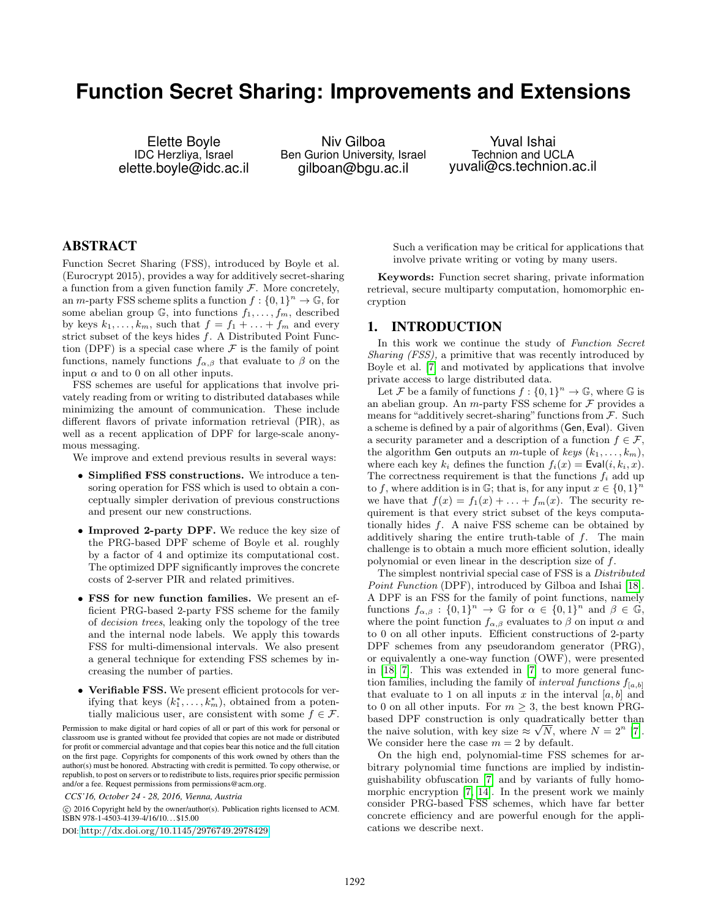# Function Secret Sharing: Improvements and Extensions

Elette Boyle
IDC Herzliya, Israel
elette.boyle@idc.ac.il

Niv Gilboa
Ben Gurion University, Israel
gilboan@bgu.ac.il

Yuval Ishai
Technion and UCLA
yuvali@cs.technion.ac.il

## ABSTRACT

Function Secret Sharing (FSS), introduced by Boyle et al. (Eurocrypt 2015), provides a way for additively secret-sharing a function from a given function family $\mathcal{F}$. More concretely, an $m$-party FSS scheme splits a function $f : \{0,1\}^n \to \mathbb{G}$, for some abelian group $\mathbb{G}$, into functions $f_1, \ldots, f_m$, described by keys $k_1, \ldots, k_m$, such that $f = f_1 + \ldots + f_m$ and every strict subset of the keys hides $f$. A Distributed Point Function (DPF) is a special case where $\mathcal{F}$ is the family of point functions, namely functions $f_{\alpha,\beta}$ that evaluate to $\beta$ on the input $\alpha$ and to 0 on all other inputs.

FSS schemes are useful for applications that involve privately reading from or writing to distributed databases while minimizing the amount of communication. These include different flavors of private information retrieval (PIR), as well as a recent application of DPF for large-scale anonymous messaging.

We improve and extend previous results in several ways:

- **Simplified FSS constructions.** We introduce a tensoring operation for FSS which is used to obtain a conceptually simpler derivation of previous constructions and present our new constructions.
- **Improved 2-party DPF.** We reduce the key size of the PRG-based DPF scheme of Boyle et al. roughly by a factor of 4 and optimize its computational cost. The optimized DPF significantly improves the concrete costs of 2-server PIR and related primitives.
- **FSS for new function families.** We present an efficient PRG-based 2-party FSS scheme for the family of *decision trees*, leaking only the topology of the tree and the internal node labels. We apply this towards FSS for multi-dimensional intervals. We also present a general technique for extending FSS schemes by increasing the number of parties.
- **Verifiable FSS.** We present efficient protocols for verifying that keys $(k_1^*, \ldots, k_m^*)$, obtained from a potentially malicious user, are consistent with some $f \in \mathcal{F}$. Such a verification may be critical for applications that involve private writing or voting by many users.

Permission to make digital or hard copies of all or part of this work for personal or classroom use is granted without fee provided that copies are not made or distributed for profit or commercial advantage and that copies bear this notice and the full citation on the first page. Copyrights for components of this work owned by others than the author(s) must be honored. Abstracting with credit is permitted. To copy otherwise, or republish, to post on servers or to redistribute to lists, requires prior specific permission and/or a fee. Request permissions from permissions@acm.org.

*CCS'16, October 24 - 28, 2016, Vienna, Austria*

© 2016 Copyright held by the owner/author(s). Publication rights licensed to ACM. ISBN 978-1-4503-4139-4/16/10…$15.00

DOI: http://dx.doi.org/10.1145/2976749.2978429

**Keywords:** Function secret sharing, private information retrieval, secure multiparty computation, homomorphic encryption

## 1. INTRODUCTION

In this work we continue the study of *Function Secret Sharing (FSS)*, a primitive that was recently introduced by Boyle et al. [7] and motivated by applications that involve private access to large distributed data.

Let $\mathcal{F}$ be a family of functions $f : \{0,1\}^n \to \mathbb{G}$, where $\mathbb{G}$ is an abelian group. An $m$-party FSS scheme for $\mathcal{F}$ provides a means for "additively secret-sharing" functions from $\mathcal{F}$. Such a scheme is defined by a pair of algorithms (Gen, Eval). Given a security parameter and a description of a function $f \in \mathcal{F}$, the algorithm Gen outputs an $m$-tuple of *keys* $(k_1, \ldots, k_m)$, where each key $k_i$ defines the function $f_i(x) = \mathsf{Eval}(i, k_i, x)$. The correctness requirement is that the functions $f_i$ add up to $f$, where addition is in $\mathbb{G}$; that is, for any input $x \in \{0,1\}^n$ we have that $f(x) = f_1(x) + \ldots + f_m(x)$. The security requirement is that every strict subset of the keys computationally hides $f$. A naive FSS scheme can be obtained by additively sharing the entire truth-table of $f$. The main challenge is to obtain a much more efficient solution, ideally polynomial or even linear in the description size of $f$.

The simplest nontrivial special case of FSS is a *Distributed Point Function* (DPF), introduced by Gilboa and Ishai [18]. A DPF is an FSS for the family of point functions, namely functions $f_{\alpha,\beta} : \{0,1\}^n \to \mathbb{G}$ for $\alpha \in \{0,1\}^n$ and $\beta \in \mathbb{G}$, where the point function $f_{\alpha,\beta}$ evaluates to $\beta$ on input $\alpha$ and to 0 on all other inputs. Efficient constructions of 2-party DPF schemes from any pseudorandom generator (PRG), or equivalently a one-way function (OWF), were presented in [18, 7]. This was extended in [7] to more general function families, including the family of *interval functions* $f_{[a,b]}$ that evaluate to 1 on all inputs $x$ in the interval $[a,b]$ and to 0 on all other inputs. For $m \geq 3$, the best known PRG-based DPF construction is only quadratically better than the naive solution, with key size $\approx \sqrt{N}$, where $N = 2^n$ [7]. We consider here the case $m = 2$ by default.

On the high end, polynomial-time FSS schemes for arbitrary polynomial time functions are implied by indistinguishability obfuscation [7] and by variants of fully homomorphic encryption [7, 14]. In the present work we mainly consider PRG-based FSS schemes, which have far better concrete efficiency and are powerful enough for the applications we describe next.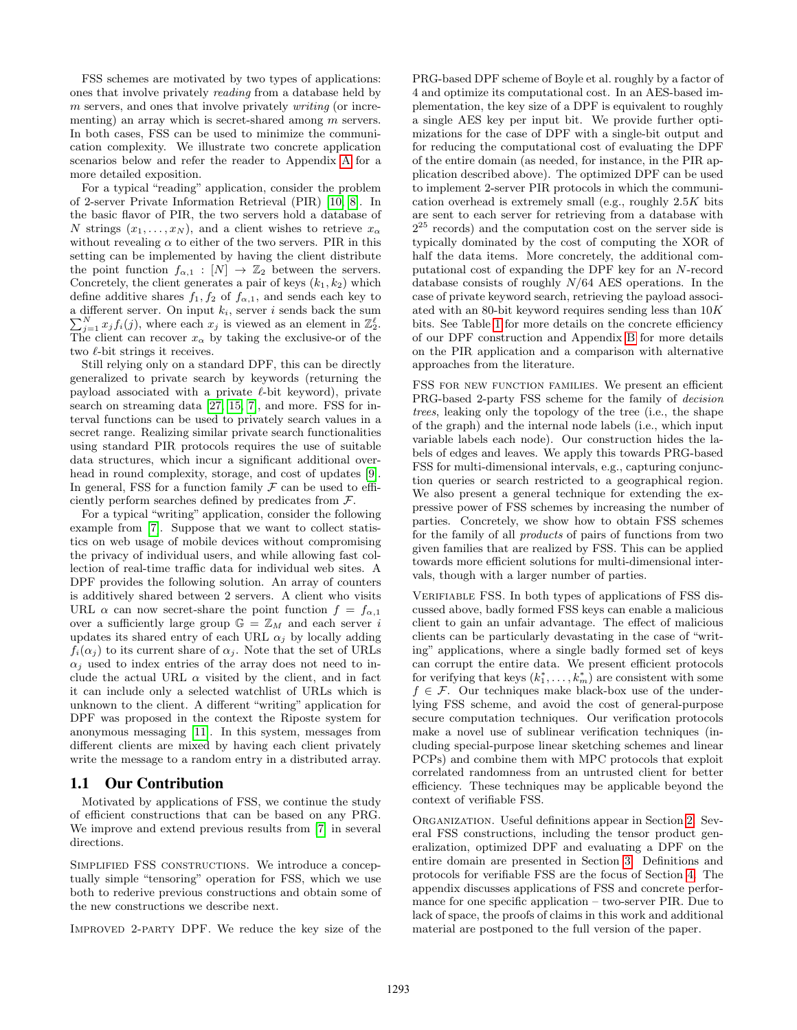FSS schemes are motivated by two types of applications: ones that involve privately *reading* from a database held by $m$ servers, and ones that involve privately *writing* (or incrementing) an array which is secret-shared among $m$ servers. In both cases, FSS can be used to minimize the communication complexity. We illustrate two concrete application scenarios below and refer the reader to Appendix A for a more detailed exposition.

For a typical "reading" application, consider the problem of 2-server Private Information Retrieval (PIR) [10, 8]. In the basic flavor of PIR, the two servers hold a database of $N$ strings $(x_1, \ldots, x_N)$, and a client wishes to retrieve $x_\alpha$ without revealing $\alpha$ to either of the two servers. PIR in this setting can be implemented by having the client distribute the point function $f_{\alpha,1} : [N] \to \mathbb{Z}_2$ between the servers. Concretely, the client generates a pair of keys $(k_1, k_2)$ which define additive shares $f_1, f_2$ of $f_{\alpha,1}$, and sends each key to a different server. On input $k_i$, server $i$ sends back the sum $\sum_{j=1}^{N} x_j f_i(j)$, where each $x_j$ is viewed as an element in $\mathbb{Z}_2^\ell$. The client can recover $x_\alpha$ by taking the exclusive-or of the two $\ell$-bit strings it receives.

Still relying only on a standard DPF, this can be directly generalized to private search by keywords (returning the payload associated with a private $\ell$-bit keyword), private search on streaming data [27, 15, 7], and more. FSS for interval functions can be used to privately search values in a secret range. Realizing similar private search functionalities using standard PIR protocols requires the use of suitable data structures, which incur a significant additional overhead in round complexity, storage, and cost of updates [9]. In general, FSS for a function family $\mathcal{F}$ can be used to efficiently perform searches defined by predicates from $\mathcal{F}$.

For a typical "writing" application, consider the following example from [7]. Suppose that we want to collect statistics on web usage of mobile devices without compromising the privacy of individual users, and while allowing fast collection of real-time traffic data for individual web sites. A DPF provides the following solution. An array of counters is additively shared between 2 servers. A client who visits URL $\alpha$ can now secret-share the point function $f = f_{\alpha,1}$ over a sufficiently large group $\mathbb{G} = \mathbb{Z}_M$ and each server $i$ updates its shared entry of each URL $\alpha_j$ by locally adding $f_i(\alpha_j)$ to its current share of $\alpha_j$. Note that the set of URLs $\alpha_j$ used to index entries of the array does not need to include the actual URL $\alpha$ visited by the client, and in fact it can include only a selected watchlist of URLs which is unknown to the client. A different "writing" application for DPF was proposed in the context the Riposte system for anonymous messaging [11]. In this system, messages from different clients are mixed by having each client privately write the message to a random entry in a distributed array.

## 1.1 Our Contribution

Motivated by applications of FSS, we continue the study of efficient constructions that can be based on any PRG. We improve and extend previous results from [7] in several directions.

SIMPLIFIED FSS CONSTRUCTIONS. We introduce a conceptually simple "tensoring" operation for FSS, which we use both to rederive previous constructions and obtain some of the new constructions we describe next.

IMPROVED 2-PARTY DPF. We reduce the key size of the PRG-based DPF scheme of Boyle et al. roughly by a factor of 4 and optimize its computational cost. In an AES-based implementation, the key size of a DPF is equivalent to roughly a single AES key per input bit. We provide further optimizations for the case of DPF with a single-bit output and for reducing the computational cost of evaluating the DPF of the entire domain (as needed, for instance, in the PIR application described above). The optimized DPF can be used to implement 2-server PIR protocols in which the communication overhead is extremely small (e.g., roughly $2.5K$ bits are sent to each server for retrieving from a database with $2^{25}$ records) and the computation cost on the server side is typically dominated by the cost of computing the XOR of half the data items. More concretely, the additional computational cost of expanding the DPF key for an $N$-record database consists of roughly $N/64$ AES operations. In the case of private keyword search, retrieving the payload associated with an 80-bit keyword requires sending less than $10K$ bits. See Table 1 for more details on the concrete efficiency of our DPF construction and Appendix B for more details on the PIR application and a comparison with alternative approaches from the literature.

FSS FOR NEW FUNCTION FAMILIES. We present an efficient PRG-based 2-party FSS scheme for the family of *decision trees*, leaking only the topology of the tree (i.e., the shape of the graph) and the internal node labels (i.e., which input variable labels each node). Our construction hides the labels of edges and leaves. We apply this towards PRG-based FSS for multi-dimensional intervals, e.g., capturing conjunction queries or search restricted to a geographical region. We also present a general technique for extending the expressive power of FSS schemes by increasing the number of parties. Concretely, we show how to obtain FSS schemes for the family of all *products* of pairs of functions from two given families that are realized by FSS. This can be applied towards more efficient solutions for multi-dimensional intervals, though with a larger number of parties.

VERIFIABLE FSS. In both types of applications of FSS discussed above, badly formed FSS keys can enable a malicious client to gain an unfair advantage. The effect of malicious clients can be particularly devastating in the case of "writing" applications, where a single badly formed set of keys can corrupt the entire data. We present efficient protocols for verifying that keys $(k_1^*, \ldots, k_m^*)$ are consistent with some $f \in \mathcal{F}$. Our techniques make black-box use of the underlying FSS scheme, and avoid the cost of general-purpose secure computation techniques. Our verification protocols make a novel use of sublinear verification techniques (including special-purpose linear sketching schemes and linear PCPs) and combine them with MPC protocols that exploit correlated randomness from an untrusted client for better efficiency. These techniques may be applicable beyond the context of verifiable FSS.

ORGANIZATION. Useful definitions appear in Section 2. Several FSS constructions, including the tensor product generalization, optimized DPF and evaluating a DPF on the entire domain are presented in Section 3. Definitions and protocols for verifiable FSS are the focus of Section 4. The appendix discusses applications of FSS and concrete performance for one specific application – two-server PIR. Due to lack of space, the proofs of claims in this work and additional material are postponed to the full version of the paper.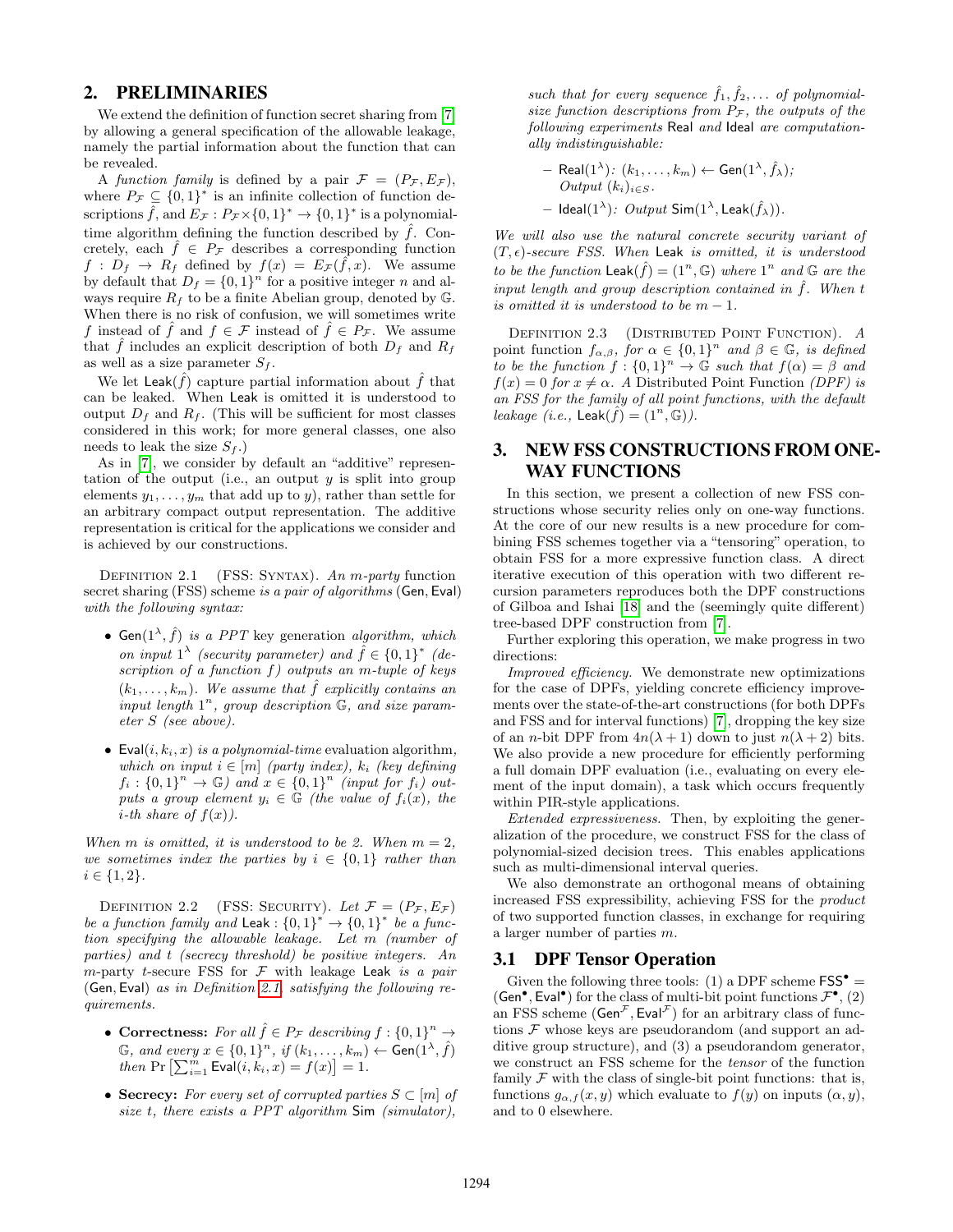## 2. PRELIMINARIES

We extend the definition of function secret sharing from [7] by allowing a general specification of the allowable leakage, namely the partial information about the function that can be revealed.

A *function family* is defined by a pair $\mathcal{F} = (P_\mathcal{F}, E_\mathcal{F})$, where $P_\mathcal{F} \subseteq \{0,1\}^*$ is an infinite collection of function descriptions $\hat{f}$, and $E_\mathcal{F} : P_\mathcal{F} \times \{0,1\}^* \to \{0,1\}^*$ is a polynomial-time algorithm defining the function described by $\hat{f}$. Concretely, each $\hat{f} \in P_\mathcal{F}$ describes a corresponding function $f : D_f \to R_f$ defined by $f(x) = E_\mathcal{F}(\hat{f}, x)$. We assume by default that $D_f = \{0,1\}^n$ for a positive integer $n$ and always require $R_f$ to be a finite Abelian group, denoted by $\mathbb{G}$. When there is no risk of confusion, we will sometimes write $f$ instead of $\hat{f}$ and $f \in \mathcal{F}$ instead of $\hat{f} \in P_\mathcal{F}$. We assume that $\hat{f}$ includes an explicit description of both $D_f$ and $R_f$ as well as a size parameter $S_f$.

We let $\mathsf{Leak}(\hat{f})$ capture partial information about $\hat{f}$ that can be leaked. When $\mathsf{Leak}$ is omitted it is understood to output $D_f$ and $R_f$. (This will be sufficient for most classes considered in this work; for more general classes, one also needs to leak the size $S_f$.)

As in [7], we consider by default an "additive" representation of the output (i.e., an output $y$ is split into group elements $y_1, \ldots, y_m$ that add up to $y$), rather than settle for an arbitrary compact output representation. The additive representation is critical for the applications we consider and is achieved by our constructions.

Definition 2.1 (FSS: Syntax). *An $m$-party* function secret sharing (FSS) scheme *is a pair of algorithms* $(\mathsf{Gen}, \mathsf{Eval})$ *with the following syntax:*

- $\mathsf{Gen}(1^\lambda, \hat{f})$ *is a PPT* key generation *algorithm, which on input $1^\lambda$ (security parameter) and $\hat{f} \in \{0,1\}^*$ (description of a function $f$) outputs an $m$-tuple of keys $(k_1, \ldots, k_m)$. We assume that $\hat{f}$ explicitly contains an input length $1^n$, group description $\mathbb{G}$, and size parameter $S$ (see above).*
- $\mathsf{Eval}(i, k_i, x)$ *is a polynomial-time* evaluation algorithm, *which on input $i \in [m]$ (party index), $k_i$ (key defining $f_i : \{0,1\}^n \to \mathbb{G}$) and $x \in \{0,1\}^n$ (input for $f_i$) outputs a group element $y_i \in \mathbb{G}$ (the value of $f_i(x)$, the $i$-th share of $f(x)$).*

*When $m$ is omitted, it is understood to be 2. When $m = 2$, we sometimes index the parties by $i \in \{0,1\}$ rather than $i \in \{1,2\}$.*

Definition 2.2 (FSS: Security). *Let $\mathcal{F} = (P_\mathcal{F}, E_\mathcal{F})$ be a function family and $\mathsf{Leak} : \{0,1\}^* \to \{0,1\}^*$ be a function specifying the allowable leakage. Let $m$ (number of parties) and $t$ (secrecy threshold) be positive integers. An $m$-party $t$-secure FSS for $\mathcal{F}$ with leakage $\mathsf{Leak}$ is a pair $(\mathsf{Gen}, \mathsf{Eval})$ as in Definition 2.1, satisfying the following requirements.*

- **Correctness:** *For all $\hat{f} \in P_\mathcal{F}$ describing $f : \{0,1\}^n \to \mathbb{G}$, and every $x \in \{0,1\}^n$, if $(k_1, \ldots, k_m) \leftarrow \mathsf{Gen}(1^\lambda, \hat{f})$ then $\Pr\left[\sum_{i=1}^m \mathsf{Eval}(i, k_i, x) = f(x)\right] = 1$.*
- **Secrecy:** *For every set of corrupted parties $S \subset [m]$ of size $t$, there exists a PPT algorithm $\mathsf{Sim}$ (simulator), such that for every sequence $\hat{f}_1, \hat{f}_2, \ldots$ of polynomial-size function descriptions from $P_\mathcal{F}$, the outputs of the following experiments $\mathsf{Real}$ and $\mathsf{Ideal}$ are computationally indistinguishable:*
  - $\mathsf{Real}(1^\lambda)$*: $(k_1, \ldots, k_m) \leftarrow \mathsf{Gen}(1^\lambda, \hat{f}_\lambda)$; Output $(k_i)_{i \in S}$.*
  - $\mathsf{Ideal}(1^\lambda)$*: Output $\mathsf{Sim}(1^\lambda, \mathsf{Leak}(\hat{f}_\lambda))$.*

*We will also use the natural concrete security variant of $(T, \epsilon)$-secure FSS. When $\mathsf{Leak}$ is omitted, it is understood to be the function $\mathsf{Leak}(\hat{f}) = (1^n, \mathbb{G})$ where $1^n$ and $\mathbb{G}$ are the input length and group description contained in $\hat{f}$. When $t$ is omitted it is understood to be $m-1$.*

Definition 2.3 (Distributed Point Function). *A point function $f_{\alpha,\beta}$, for $\alpha \in \{0,1\}^n$ and $\beta \in \mathbb{G}$, is defined to be the function $f : \{0,1\}^n \to \mathbb{G}$ such that $f(\alpha) = \beta$ and $f(x) = 0$ for $x \neq \alpha$. A* Distributed Point Function *(DPF) is an FSS for the family of all point functions, with the default leakage (i.e., $\mathsf{Leak}(\hat{f}) = (1^n, \mathbb{G})$).*

## 3. NEW FSS CONSTRUCTIONS FROM ONE-WAY FUNCTIONS

In this section, we present a collection of new FSS constructions whose security relies only on one-way functions. At the core of our new results is a new procedure for combining FSS schemes together via a "tensoring" operation, to obtain FSS for a more expressive function class. A direct iterative execution of this operation with two different recursion parameters reproduces both the DPF constructions of Gilboa and Ishai [18] and the (seemingly quite different) tree-based DPF construction from [7].

Further exploring this operation, we make progress in two directions:

*Improved efficiency.* We demonstrate new optimizations for the case of DPFs, yielding concrete efficiency improvements over the state-of-the-art constructions (for both DPFs and FSS for interval functions) [7], dropping the key size of an $n$-bit DPF from $4n(\lambda+1)$ down to just $n(\lambda+2)$ bits. We also provide a new procedure for efficiently performing a full domain DPF evaluation (i.e., evaluating on every element of the input domain), a task which occurs frequently within PIR-style applications.

*Extended expressiveness.* Then, by exploiting the generalization of the procedure, we construct FSS for the class of polynomial-sized decision trees. This enables applications such as multi-dimensional interval queries.

We also demonstrate an orthogonal means of obtaining increased FSS expressibility, achieving FSS for the *product* of two supported function classes, in exchange for requiring a larger number of parties $m$.

### 3.1 DPF Tensor Operation

Given the following three tools: (1) a DPF scheme $\mathsf{FSS}^\bullet = (\mathsf{Gen}^\bullet, \mathsf{Eval}^\bullet)$ for the class of multi-bit point functions $\mathcal{F}^\bullet$, (2) an FSS scheme $(\mathsf{Gen}^\mathcal{F}, \mathsf{Eval}^\mathcal{F})$ for an arbitrary class of functions $\mathcal{F}$ whose keys are pseudorandom (and support an additive group structure), and (3) a pseudorandom generator, we construct an FSS scheme for the *tensor* of the function family $\mathcal{F}$ with the class of single-bit point functions: that is, functions $g_{\alpha,f}(x,y)$ which evaluate to $f(y)$ on inputs $(\alpha, y)$, and to 0 elsewhere.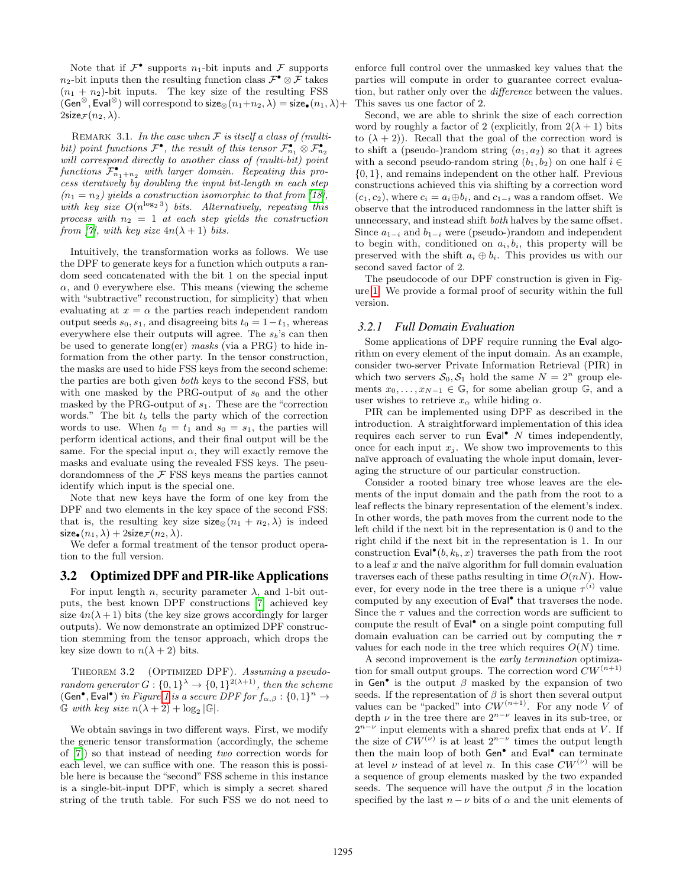Note that if $\mathcal{F}^\bullet$ supports $n_1$-bit inputs and $\mathcal{F}$ supports $n_2$-bit inputs then the resulting function class $\mathcal{F}^\bullet \otimes \mathcal{F}$ takes $(n_1 + n_2)$-bit inputs. The key size of the resulting FSS $(\mathsf{Gen}^\otimes, \mathsf{Eval}^\otimes)$ will correspond to $\mathsf{size}_\otimes(n_1+n_2, \lambda) = \mathsf{size}_\bullet(n_1, \lambda) + 2\mathsf{size}_\mathcal{F}(n_2, \lambda)$.

Remark 3.1. *In the case when $\mathcal{F}$ is itself a class of (multi-bit) point functions $\mathcal{F}^\bullet$, the result of this tensor $\mathcal{F}^\bullet_{n_1} \otimes \mathcal{F}^\bullet_{n_2}$ will correspond directly to another class of (multi-bit) point functions $\mathcal{F}^\bullet_{n_1+n_2}$ with larger domain. Repeating this process iteratively by doubling the input bit-length in each step ($n_1 = n_2$) yields a construction isomorphic to that from [18], with key size $O(n^{\log_2 3})$ bits. Alternatively, repeating this process with $n_2 = 1$ at each step yields the construction from [7], with key size $4n(\lambda + 1)$ bits.*

Intuitively, the transformation works as follows. We use the DPF to generate keys for a function which outputs a random seed concatenated with the bit 1 on the special input $\alpha$, and 0 everywhere else. This means (viewing the scheme with "subtractive" reconstruction, for simplicity) that when evaluating at $x = \alpha$ the parties reach independent random output seeds $s_0, s_1$, and disagreeing bits $t_0 = 1 - t_1$, whereas everywhere else their outputs will agree. The $s_b$'s can then be used to generate long(er) *masks* (via a PRG) to hide information from the other party. In the tensor construction, the masks are used to hide FSS keys from the second scheme: the parties are both given *both* keys to the second FSS, but with one masked by the PRG-output of $s_0$ and the other masked by the PRG-output of $s_1$. These are the "correction words." The bit $t_b$ tells the party which of the correction words to use. When $t_0 = t_1$ and $s_0 = s_1$, the parties will perform identical actions, and their final output will be the same. For the special input $\alpha$, they will exactly remove the masks and evaluate using the revealed FSS keys. The pseudorandomness of the $\mathcal{F}$ FSS keys means the parties cannot identify which input is the special one.

Note that new keys have the form of one key from the DPF and two elements in the key space of the second FSS: that is, the resulting key size $\mathsf{size}_\otimes(n_1 + n_2, \lambda)$ is indeed $\mathsf{size}_\bullet(n_1, \lambda) + 2\mathsf{size}_\mathcal{F}(n_2, \lambda)$.

We defer a formal treatment of the tensor product operation to the full version.

## 3.2 Optimized DPF and PIR-like Applications

For input length $n$, security parameter $\lambda$, and 1-bit outputs, the best known DPF constructions [7] achieved key size $4n(\lambda+1)$ bits (the key size grows accordingly for larger outputs). We now demonstrate an optimized DPF construction stemming from the tensor approach, which drops the key size down to $n(\lambda + 2)$ bits.

Theorem 3.2 (Optimized DPF). *Assuming a pseudo-random generator $G : \{0,1\}^\lambda \to \{0,1\}^{2(\lambda+1)}$, then the scheme $(\mathsf{Gen}^\bullet, \mathsf{Eval}^\bullet)$ in Figure 1 is a secure DPF for $f_{\alpha,\beta} : \{0,1\}^n \to \mathbb{G}$ with key size $n(\lambda + 2) + \log_2 |\mathbb{G}|$.*

We obtain savings in two different ways. First, we modify the generic tensor transformation (accordingly, the scheme of [7]) so that instead of needing *two* correction words for each level, we can suffice with one. The reason this is possible here is because the "second" FSS scheme in this instance is a single-bit-input DPF, which is simply a secret shared string of the truth table. For such FSS we do not need to enforce full control over the unmasked key values that the parties will compute in order to guarantee correct evaluation, but rather only over the *difference* between the values. This saves us one factor of 2.

Second, we are able to shrink the size of each correction word by roughly a factor of 2 (explicitly, from $2(\lambda + 1)$ bits to $(\lambda + 2)$). Recall that the goal of the correction word is to shift a (pseudo-)random string $(a_1, a_2)$ so that it agrees with a second pseudo-random string $(b_1, b_2)$ on one half $i \in \{0, 1\}$, and remains independent on the other half. Previous constructions achieved this via shifting by a correction word $(c_1, c_2)$, where $c_i = a_i \oplus b_i$, and $c_{1-i}$ was a random offset. We observe that the introduced randomness in the latter shift is unnecessary, and instead shift *both* halves by the same offset. Since $a_{1-i}$ and $b_{1-i}$ were (pseudo-)random and independent to begin with, conditioned on $a_i, b_i$, this property will be preserved with the shift $a_i \oplus b_i$. This provides us with our second saved factor of 2.

The pseudocode of our DPF construction is given in Figure 1. We provide a formal proof of security within the full version.

### 3.2.1 Full Domain Evaluation

Some applications of DPF require running the $\mathsf{Eval}$ algorithm on every element of the input domain. As an example, consider two-server Private Information Retrieval (PIR) in which two servers $\mathcal{S}_0, \mathcal{S}_1$ hold the same $N = 2^n$ group elements $x_0, \ldots, x_{N-1} \in \mathbb{G}$, for some abelian group $\mathbb{G}$, and a user wishes to retrieve $x_\alpha$ while hiding $\alpha$.

PIR can be implemented using DPF as described in the introduction. A straightforward implementation of this idea requires each server to run $\mathsf{Eval}^\bullet$ $N$ times independently, once for each input $x_j$. We show two improvements to this naïve approach of evaluating the whole input domain, leveraging the structure of our particular construction.

Consider a rooted binary tree whose leaves are the elements of the input domain and the path from the root to a leaf reflects the binary representation of the element's index. In other words, the path moves from the current node to the left child if the next bit in the representation is 0 and to the right child if the next bit in the representation is 1. In our construction $\mathsf{Eval}^\bullet(b, k_b, x)$ traverses the path from the root to a leaf $x$ and the naïve algorithm for full domain evaluation traverses each of these paths resulting in time $O(nN)$. However, for every node in the tree there is a unique $\tau^{(i)}$ value computed by any execution of $\mathsf{Eval}^\bullet$ that traverses the node. Since the $\tau$ values and the correction words are sufficient to compute the result of $\mathsf{Eval}^\bullet$ on a single point computing full domain evaluation can be carried out by computing the $\tau$ values for each node in the tree which requires $O(N)$ time.

A second improvement is the *early termination* optimization for small output groups. The correction word $CW^{(n+1)}$ in $\mathsf{Gen}^\bullet$ is the output $\beta$ masked by the expansion of two seeds. If the representation of $\beta$ is short then several output values can be "packed" into $CW^{(n+1)}$. For any node $V$ of depth $\nu$ in the tree there are $2^{n-\nu}$ leaves in its sub-tree, or $2^{n-\nu}$ input elements with a shared prefix that ends at $V$. If the size of $CW^{(\nu)}$ is at least $2^{n-\nu}$ times the output length then the main loop of both $\mathsf{Gen}^\bullet$ and $\mathsf{Eval}^\bullet$ can terminate at level $\nu$ instead of at level $n$. In this case $CW^{(\nu)}$ will be a sequence of group elements masked by the two expanded seeds. The sequence will have the output $\beta$ in the location specified by the last $n - \nu$ bits of $\alpha$ and the unit elements of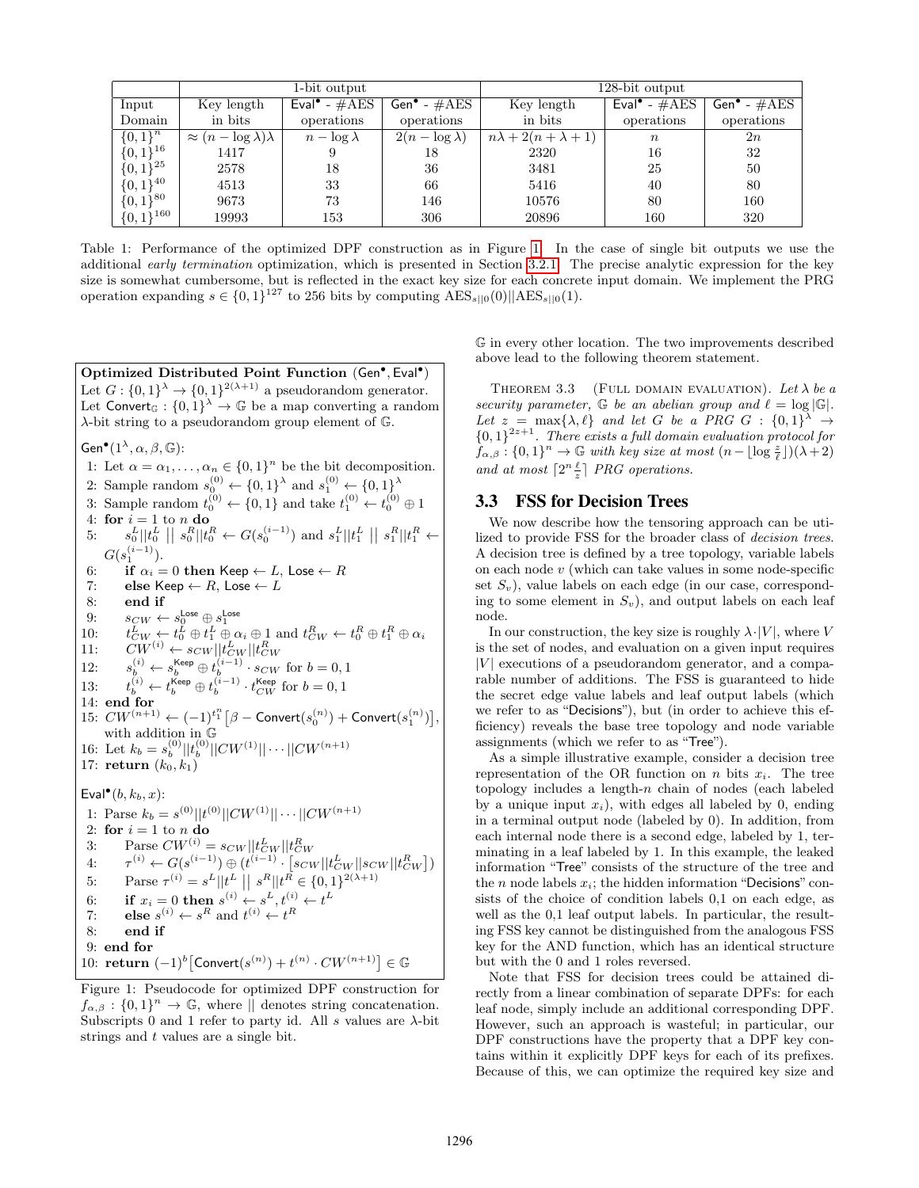| | 1-bit output | | | 128-bit output | | |
|---|---|---|---|---|---|---|
| Input Domain | Key length in bits | $\mathsf{Eval}^\bullet$ - #AES operations | $\mathsf{Gen}^\bullet$ - #AES operations | Key length in bits | $\mathsf{Eval}^\bullet$ - #AES operations | $\mathsf{Gen}^\bullet$ - #AES operations |
| $\{0,1\}^n$ | $\approx (n - \log \lambda)\lambda$ | $n - \log \lambda$ | $2(n - \log \lambda)$ | $n\lambda + 2(n + \lambda + 1)$ | $n$ | $2n$ |
| $\{0,1\}^{16}$ | 1417 | 9 | 18 | 2320 | 16 | 32 |
| $\{0,1\}^{25}$ | 2578 | 18 | 36 | 3481 | 25 | 50 |
| $\{0,1\}^{40}$ | 4513 | 33 | 66 | 5416 | 40 | 80 |
| $\{0,1\}^{80}$ | 9673 | 73 | 146 | 10576 | 80 | 160 |
| $\{0,1\}^{160}$ | 19993 | 153 | 306 | 20896 | 160 | 320 |

Table 1: Performance of the optimized DPF construction as in Figure 1. In the case of single bit outputs we use the additional *early termination* optimization, which is presented in Section 3.2.1. The precise analytic expression for the key size is somewhat cumbersome, but is reflected in the exact key size for each concrete input domain. We implement the PRG operation expanding $s \in \{0,1\}^{127}$ to 256 bits by computing $\mathrm{AES}_{s||0}(0)||\mathrm{AES}_{s||0}(1)$.

**Optimized Distributed Point Function** $(\mathsf{Gen}^\bullet, \mathsf{Eval}^\bullet)$

Let $G : \{0,1\}^\lambda \to \{0,1\}^{2(\lambda+1)}$ a pseudorandom generator.
Let $\mathsf{Convert}_\mathbb{G} : \{0,1\}^\lambda \to \mathbb{G}$ be a map converting a random $\lambda$-bit string to a pseudorandom group element of $\mathbb{G}$.

$\mathsf{Gen}^\bullet(1^\lambda, \alpha, \beta, \mathbb{G})$:

1: Let $\alpha = \alpha_1, \ldots, \alpha_n \in \{0,1\}^n$ be the bit decomposition.
2: Sample random $s_0^{(0)} \leftarrow \{0,1\}^\lambda$ and $s_1^{(0)} \leftarrow \{0,1\}^\lambda$
3: Sample random $t_0^{(0)} \leftarrow \{0,1\}$ and take $t_1^{(0)} \leftarrow t_0^{(0)} \oplus 1$
4: **for** $i = 1$ to $n$ **do**
5: $\quad s_0^L||t_0^L \;||\; s_0^R||t_0^R \leftarrow G(s_0^{(i-1)})$ and $s_1^L||t_1^L \;||\; s_1^R||t_1^R \leftarrow G(s_1^{(i-1)})$.
6: $\quad$ **if** $\alpha_i = 0$ **then** $\mathsf{Keep} \leftarrow L$, $\mathsf{Lose} \leftarrow R$
7: $\quad$ **else** $\mathsf{Keep} \leftarrow R$, $\mathsf{Lose} \leftarrow L$
8: $\quad$ **end if**
9: $\quad s_{CW} \leftarrow s_0^{\mathsf{Lose}} \oplus s_1^{\mathsf{Lose}}$
10: $\quad t_{CW}^L \leftarrow t_0^L \oplus t_1^L \oplus \alpha_i \oplus 1$ and $t_{CW}^R \leftarrow t_0^R \oplus t_1^R \oplus \alpha_i$
11: $\quad CW^{(i)} \leftarrow s_{CW}||t_{CW}^L||t_{CW}^R$
12: $\quad s_b^{(i)} \leftarrow s_b^{\mathsf{Keep}} \oplus t_b^{(i-1)} \cdot s_{CW}$ for $b = 0, 1$
13: $\quad t_b^{(i)} \leftarrow t_b^{\mathsf{Keep}} \oplus t_b^{(i-1)} \cdot t_{CW}^{\mathsf{Keep}}$ for $b = 0, 1$
14: **end for**
15: $CW^{(n+1)} \leftarrow (-1)^{t_1^n}\left[\beta - \mathsf{Convert}(s_0^{(n)}) + \mathsf{Convert}(s_1^{(n)})\right]$, with addition in $\mathbb{G}$
16: Let $k_b = s_b^{(0)}||t_b^{(0)}||CW^{(1)}||\cdots||CW^{(n+1)}$
17: **return** $(k_0, k_1)$

$\mathsf{Eval}^\bullet(b, k_b, x)$:

1: Parse $k_b = s^{(0)}||t^{(0)}||CW^{(1)}||\cdots||CW^{(n+1)}$
2: **for** $i = 1$ to $n$ **do**
3: $\quad$ Parse $CW^{(i)} = s_{CW}||t_{CW}^L||t_{CW}^R$
4: $\quad \tau^{(i)} \leftarrow G(s^{(i-1)}) \oplus (t^{(i-1)} \cdot \left[s_{CW}||t_{CW}^L||s_{CW}||t_{CW}^R\right])$
5: $\quad$ Parse $\tau^{(i)} = s^L||t^L \;||\; s^R||t^R \in \{0,1\}^{2(\lambda+1)}$
6: $\quad$ **if** $x_i = 0$ **then** $s^{(i)} \leftarrow s^L, t^{(i)} \leftarrow t^L$
7: $\quad$ **else** $s^{(i)} \leftarrow s^R$ and $t^{(i)} \leftarrow t^R$
8: $\quad$ **end if**
9: **end for**
10: **return** $(-1)^b\left[\mathsf{Convert}(s^{(n)}) + t^{(n)} \cdot CW^{(n+1)}\right] \in \mathbb{G}$

Figure 1: Pseudocode for optimized DPF construction for $f_{\alpha,\beta} : \{0,1\}^n \to \mathbb{G}$, where $||$ denotes string concatenation. Subscripts 0 and 1 refer to party id. All $s$ values are $\lambda$-bit strings and $t$ values are a single bit.

$\mathbb{G}$ in every other location. The two improvements described above lead to the following theorem statement.

THEOREM 3.3 (FULL DOMAIN EVALUATION). *Let $\lambda$ be a security parameter, $\mathbb{G}$ be an abelian group and $\ell = \log|\mathbb{G}|$. Let $z = \max\{\lambda, \ell\}$ and let $G$ be a PRG $G : \{0,1\}^\lambda \to \{0,1\}^{2z+1}$. There exists a full domain evaluation protocol for $f_{\alpha,\beta} : \{0,1\}^n \to \mathbb{G}$ with key size at most $(n - \lfloor \log \frac{z}{\ell} \rfloor)(\lambda+2)$ and at most $\lceil 2^n \frac{\ell}{z} \rceil$ PRG operations.*

## 3.3 FSS for Decision Trees

We now describe how the tensoring approach can be utilized to provide FSS for the broader class of *decision trees*. A decision tree is defined by a tree topology, variable labels on each node $v$ (which can take values in some node-specific set $S_v$), value labels on each edge (in our case, corresponding to some element in $S_v$), and output labels on each leaf node.

In our construction, the key size is roughly $\lambda \cdot |V|$, where $V$ is the set of nodes, and evaluation on a given input requires $|V|$ executions of a pseudorandom generator, and a comparable number of additions. The FSS is guaranteed to hide the secret edge value labels and leaf output labels (which we refer to as "Decisions"), but (in order to achieve this efficiency) reveals the base tree topology and node variable assignments (which we refer to as "Tree").

As a simple illustrative example, consider a decision tree representation of the OR function on $n$ bits $x_i$. The tree topology includes a length-$n$ chain of nodes (each labeled by a unique input $x_i$), with edges all labeled by 0, ending in a terminal output node (labeled by 0). In addition, from each internal node there is a second edge, labeled by 1, terminating in a leaf labeled by 1. In this example, the leaked information "Tree" consists of the structure of the tree and the $n$ node labels $x_i$; the hidden information "Decisions" consists of the choice of condition labels 0,1 on each edge, as well as the 0,1 leaf output labels. In particular, the resulting FSS key cannot be distinguished from the analogous FSS key for the AND function, which has an identical structure but with the 0 and 1 roles reversed.

Note that FSS for decision trees could be attained directly from a linear combination of separate DPFs: for each leaf node, simply include an additional corresponding DPF. However, such an approach is wasteful; in particular, our DPF constructions have the property that a DPF key contains within it explicitly DPF keys for each of its prefixes. Because of this, we can optimize the required key size and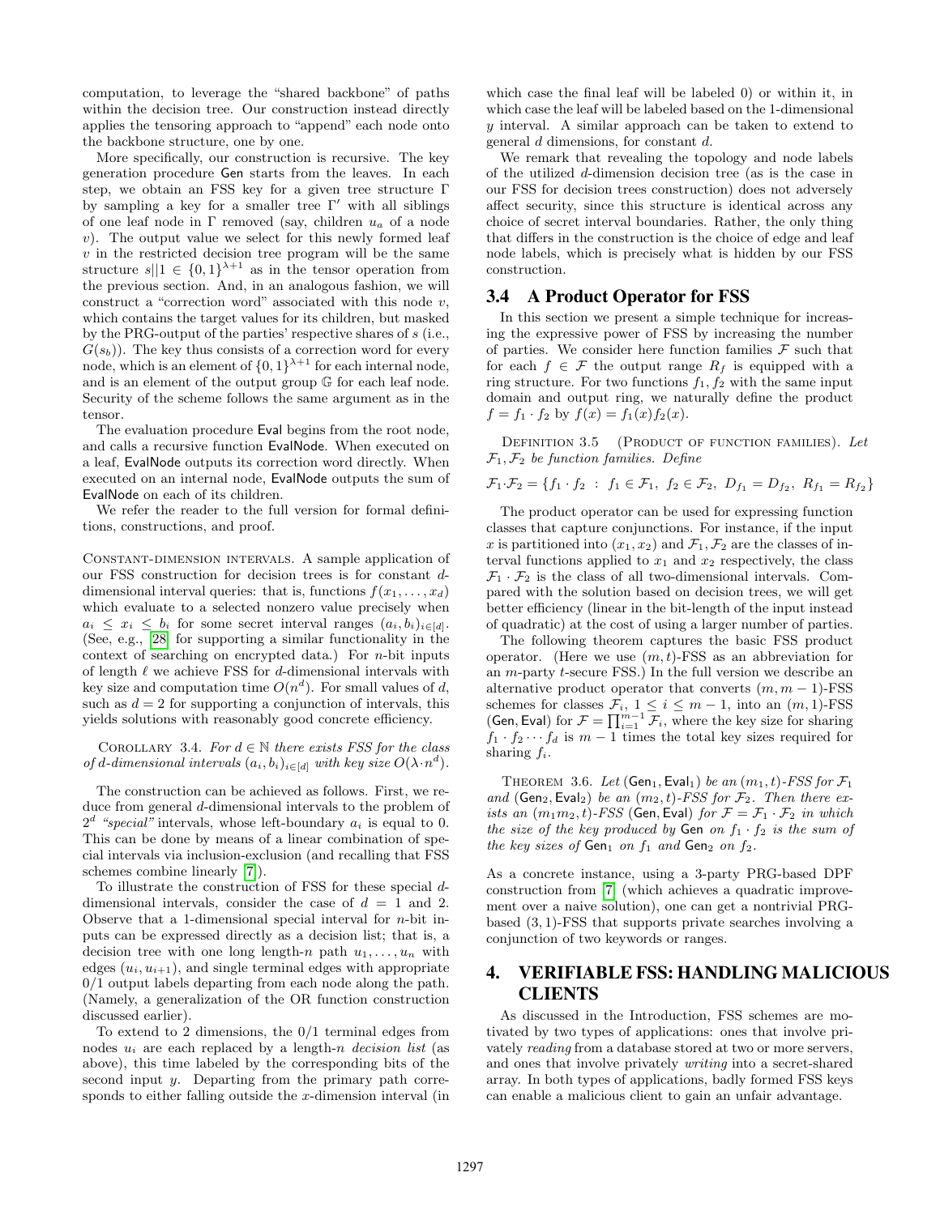computation, to leverage the "shared backbone" of paths within the decision tree. Our construction instead directly applies the tensoring approach to "append" each node onto the backbone structure, one by one.

More specifically, our construction is recursive. The key generation procedure Gen starts from the leaves. In each step, we obtain an FSS key for a given tree structure $\Gamma$ by sampling a key for a smaller tree $\Gamma'$ with all siblings of one leaf node in $\Gamma$ removed (say, children $u_a$ of a node $v$). The output value we select for this newly formed leaf $v$ in the restricted decision tree program will be the same structure $s||1 \in \{0,1\}^{\lambda+1}$ as in the tensor operation from the previous section. And, in an analogous fashion, we will construct a "correction word" associated with this node $v$, which contains the target values for its children, but masked by the PRG-output of the parties' respective shares of $s$ (i.e., $G(s_b)$). The key thus consists of a correction word for every node, which is an element of $\{0,1\}^{\lambda+1}$ for each internal node, and is an element of the output group $\mathbb{G}$ for each leaf node. Security of the scheme follows the same argument as in the tensor.

The evaluation procedure Eval begins from the root node, and calls a recursive function EvalNode. When executed on a leaf, EvalNode outputs its correction word directly. When executed on an internal node, EvalNode outputs the sum of EvalNode on each of its children.

We refer the reader to the full version for formal definitions, constructions, and proof.

Constant-dimension intervals. A sample application of our FSS construction for decision trees is for constant $d$-dimensional interval queries: that is, functions $f(x_1, \ldots, x_d)$ which evaluate to a selected nonzero value precisely when $a_i \leq x_i \leq b_i$ for some secret interval ranges $(a_i, b_i)_{i \in [d]}$. (See, e.g., [28] for supporting a similar functionality in the context of searching on encrypted data.) For $n$-bit inputs of length $\ell$ we achieve FSS for $d$-dimensional intervals with key size and computation time $O(n^d)$. For small values of $d$, such as $d = 2$ for supporting a conjunction of intervals, this yields solutions with reasonably good concrete efficiency.

Corollary 3.4. *For $d \in \mathbb{N}$ there exists FSS for the class of $d$-dimensional intervals $(a_i, b_i)_{i \in [d]}$ with key size $O(\lambda \cdot n^d)$.*

The construction can be achieved as follows. First, we reduce from general $d$-dimensional intervals to the problem of $2^d$ *"special"* intervals, whose left-boundary $a_i$ is equal to 0. This can be done by means of a linear combination of special intervals via inclusion-exclusion (and recalling that FSS schemes combine linearly [7]).

To illustrate the construction of FSS for these special $d$-dimensional intervals, consider the case of $d = 1$ and 2. Observe that a 1-dimensional special interval for $n$-bit inputs can be expressed directly as a decision list; that is, a decision tree with one long length-$n$ path $u_1, \ldots, u_n$ with edges $(u_i, u_{i+1})$, and single terminal edges with appropriate 0/1 output labels departing from each node along the path. (Namely, a generalization of the OR function construction discussed earlier).

To extend to 2 dimensions, the 0/1 terminal edges from nodes $u_i$ are each replaced by a length-$n$ *decision list* (as above), this time labeled by the corresponding bits of the second input $y$. Departing from the primary path corresponds to either falling outside the $x$-dimension interval (in which case the final leaf will be labeled 0) or within it, in which case the leaf will be labeled based on the 1-dimensional $y$ interval. A similar approach can be taken to extend to general $d$ dimensions, for constant $d$.

We remark that revealing the topology and node labels of the utilized $d$-dimension decision tree (as is the case in our FSS for decision trees construction) does not adversely affect security, since this structure is identical across any choice of secret interval boundaries. Rather, the only thing that differs in the construction is the choice of edge and leaf node labels, which is precisely what is hidden by our FSS construction.

## 3.4 A Product Operator for FSS

In this section we present a simple technique for increasing the expressive power of FSS by increasing the number of parties. We consider here function families $\mathcal{F}$ such that for each $f \in \mathcal{F}$ the output range $R_f$ is equipped with a ring structure. For two functions $f_1, f_2$ with the same input domain and output ring, we naturally define the product $f = f_1 \cdot f_2$ by $f(x) = f_1(x) f_2(x)$.

Definition 3.5 (Product of function families). *Let $\mathcal{F}_1, \mathcal{F}_2$ be function families. Define*

$$\mathcal{F}_1 \cdot \mathcal{F}_2 = \{f_1 \cdot f_2 \ : \ f_1 \in \mathcal{F}_1,\ f_2 \in \mathcal{F}_2,\ D_{f_1} = D_{f_2},\ R_{f_1} = R_{f_2}\}$$

The product operator can be used for expressing function classes that capture conjunctions. For instance, if the input $x$ is partitioned into $(x_1, x_2)$ and $\mathcal{F}_1, \mathcal{F}_2$ are the classes of interval functions applied to $x_1$ and $x_2$ respectively, the class $\mathcal{F}_1 \cdot \mathcal{F}_2$ is the class of all two-dimensional intervals. Compared with the solution based on decision trees, we will get better efficiency (linear in the bit-length of the input instead of quadratic) at the cost of using a larger number of parties.

The following theorem captures the basic FSS product operator. (Here we use $(m, t)$-FSS as an abbreviation for an $m$-party $t$-secure FSS.) In the full version we describe an alternative product operator that converts $(m, m-1)$-FSS schemes for classes $\mathcal{F}_i$, $1 \leq i \leq m-1$, into an $(m, 1)$-FSS (Gen, Eval) for $\mathcal{F} = \prod_{i=1}^{m-1} \mathcal{F}_i$, where the key size for sharing $f_1 \cdot f_2 \cdots f_d$ is $m-1$ times the total key sizes required for sharing $f_i$.

Theorem 3.6. *Let $(\mathsf{Gen}_1, \mathsf{Eval}_1)$ be an $(m_1, t)$-FSS for $\mathcal{F}_1$ and $(\mathsf{Gen}_2, \mathsf{Eval}_2)$ be an $(m_2, t)$-FSS for $\mathcal{F}_2$. Then there exists an $(m_1 m_2, t)$-FSS (Gen, Eval) for $\mathcal{F} = \mathcal{F}_1 \cdot \mathcal{F}_2$ in which the size of the key produced by Gen on $f_1 \cdot f_2$ is the sum of the key sizes of $\mathsf{Gen}_1$ on $f_1$ and $\mathsf{Gen}_2$ on $f_2$.*

As a concrete instance, using a 3-party PRG-based DPF construction from [7] (which achieves a quadratic improvement over a naive solution), one can get a nontrivial PRG-based $(3, 1)$-FSS that supports private searches involving a conjunction of two keywords or ranges.

# 4. VERIFIABLE FSS: HANDLING MALICIOUS CLIENTS

As discussed in the Introduction, FSS schemes are motivated by two types of applications: ones that involve privately *reading* from a database stored at two or more servers, and ones that involve privately *writing* into a secret-shared array. In both types of applications, badly formed FSS keys can enable a malicious client to gain an unfair advantage.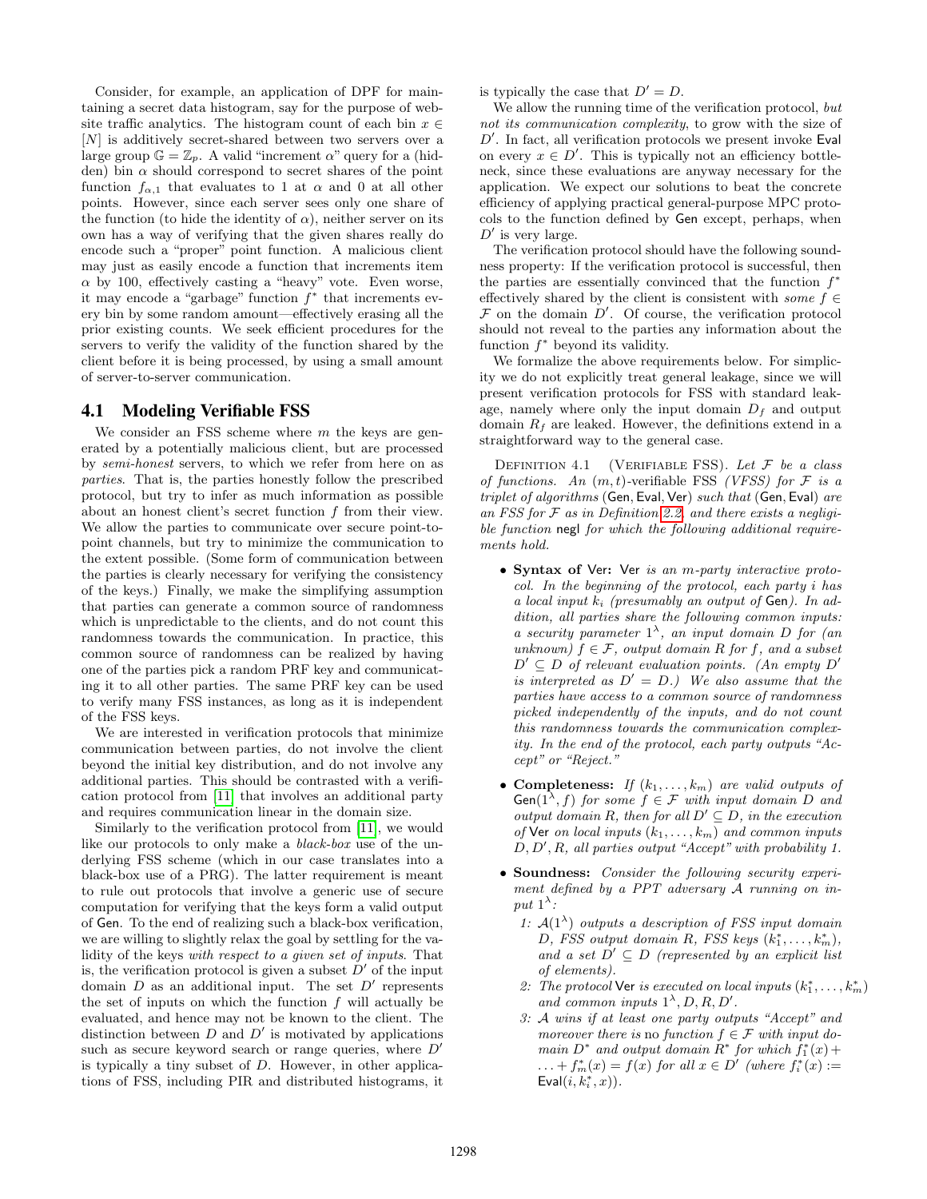Consider, for example, an application of DPF for maintaining a secret data histogram, say for the purpose of website traffic analytics. The histogram count of each bin $x \in [N]$ is additively secret-shared between two servers over a large group $\mathbb{G} = \mathbb{Z}_p$. A valid "increment $\alpha$" query for a (hidden) bin $\alpha$ should correspond to secret shares of the point function $f_{\alpha,1}$ that evaluates to 1 at $\alpha$ and 0 at all other points. However, since each server sees only one share of the function (to hide the identity of $\alpha$), neither server on its own has a way of verifying that the given shares really do encode such a "proper" point function. A malicious client may just as easily encode a function that increments item $\alpha$ by 100, effectively casting a "heavy" vote. Even worse, it may encode a "garbage" function $f^*$ that increments every bin by some random amount—effectively erasing all the prior existing counts. We seek efficient procedures for the servers to verify the validity of the function shared by the client before it is being processed, by using a small amount of server-to-server communication.

## 4.1 Modeling Verifiable FSS

We consider an FSS scheme where $m$ the keys are generated by a potentially malicious client, but are processed by *semi-honest* servers, to which we refer from here on as *parties*. That is, the parties honestly follow the prescribed protocol, but try to infer as much information as possible about an honest client's secret function $f$ from their view. We allow the parties to communicate over secure point-to-point channels, but try to minimize the communication to the extent possible. (Some form of communication between the parties is clearly necessary for verifying the consistency of the keys.) Finally, we make the simplifying assumption that parties can generate a common source of randomness which is unpredictable to the clients, and do not count this randomness towards the communication. In practice, this common source of randomness can be realized by having one of the parties pick a random PRF key and communicating it to all other parties. The same PRF key can be used to verify many FSS instances, as long as it is independent of the FSS keys.

We are interested in verification protocols that minimize communication between parties, do not involve the client beyond the initial key distribution, and do not involve any additional parties. This should be contrasted with a verification protocol from [11] that involves an additional party and requires communication linear in the domain size.

Similarly to the verification protocol from [11], we would like our protocols to only make a *black-box* use of the underlying FSS scheme (which in our case translates into a black-box use of a PRG). The latter requirement is meant to rule out protocols that involve a generic use of secure computation for verifying that the keys form a valid output of Gen. To the end of realizing such a black-box verification, we are willing to slightly relax the goal by settling for the validity of the keys *with respect to a given set of inputs*. That is, the verification protocol is given a subset $D'$ of the input domain $D$ as an additional input. The set $D'$ represents the set of inputs on which the function $f$ will actually be evaluated, and hence may not be known to the client. The distinction between $D$ and $D'$ is motivated by applications such as secure keyword search or range queries, where $D'$ is typically a tiny subset of $D$. However, in other applications of FSS, including PIR and distributed histograms, it is typically the case that $D' = D$.

We allow the running time of the verification protocol, *but not its communication complexity*, to grow with the size of $D'$. In fact, all verification protocols we present invoke Eval on every $x \in D'$. This is typically not an efficiency bottleneck, since these evaluations are anyway necessary for the application. We expect our solutions to beat the concrete efficiency of applying practical general-purpose MPC protocols to the function defined by Gen except, perhaps, when $D'$ is very large.

The verification protocol should have the following soundness property: If the verification protocol is successful, then the parties are essentially convinced that the function $f^*$ effectively shared by the client is consistent with *some* $f \in \mathcal{F}$ on the domain $D'$. Of course, the verification protocol should not reveal to the parties any information about the function $f^*$ beyond its validity.

We formalize the above requirements below. For simplicity we do not explicitly treat general leakage, since we will present verification protocols for FSS with standard leakage, namely where only the input domain $D_f$ and output domain $R_f$ are leaked. However, the definitions extend in a straightforward way to the general case.

Definition 4.1 (Verifiable FSS). *Let $\mathcal{F}$ be a class of functions. An $(m,t)$-verifiable FSS (VFSS) for $\mathcal{F}$ is a triplet of algorithms* (Gen, Eval, Ver) *such that* (Gen, Eval) *are an FSS for $\mathcal{F}$ as in Definition 2.2, and there exists a negligible function* negl *for which the following additional requirements hold.*

- **Syntax of Ver:** Ver *is an $m$-party interactive protocol. In the beginning of the protocol, each party $i$ has a local input $k_i$ (presumably an output of* Gen*). In addition, all parties share the following common inputs: a security parameter $1^\lambda$, an input domain $D$ for (an unknown) $f \in \mathcal{F}$, output domain $R$ for $f$, and a subset $D' \subseteq D$ of relevant evaluation points. (An empty $D'$ is interpreted as $D' = D$.) We also assume that the parties have access to a common source of randomness picked independently of the inputs, and do not count this randomness towards the communication complexity. In the end of the protocol, each party outputs "Accept" or "Reject."*
- **Completeness:** *If $(k_1, \ldots, k_m)$ are valid outputs of* $\mathsf{Gen}(1^\lambda, f)$ *for some $f \in \mathcal{F}$ with input domain $D$ and output domain $R$, then for all $D' \subseteq D$, in the execution of* Ver *on local inputs $(k_1, \ldots, k_m)$ and common inputs $D, D', R$, all parties output "Accept" with probability 1.*
- **Soundness:** *Consider the following security experiment defined by a PPT adversary $\mathcal{A}$ running on input $1^\lambda$:*
  1. *$\mathcal{A}(1^\lambda)$ outputs a description of FSS input domain $D$, FSS output domain $R$, FSS keys $(k_1^*, \ldots, k_m^*)$, and a set $D' \subseteq D$ (represented by an explicit list of elements).*
  2. *The protocol* Ver *is executed on local inputs $(k_1^*, \ldots, k_m^*)$ and common inputs $1^\lambda, D, R, D'$.*
  3. *$\mathcal{A}$ wins if at least one party outputs "Accept" and moreover there is* no *function $f \in \mathcal{F}$ with input domain $D^*$ and output domain $R^*$ for which $f_1^*(x) + \ldots + f_m^*(x) = f(x)$ for all $x \in D'$ (where $f_i^*(x) := \mathsf{Eval}(i, k_i^*, x)$).*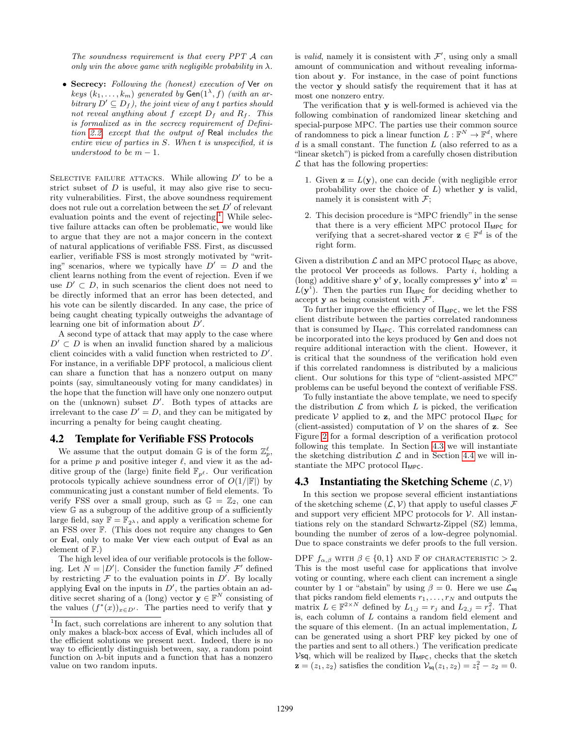*The soundness requirement is that every PPT $\mathcal{A}$ can only win the above game with negligible probability in $\lambda$.*

- **Secrecy:** *Following the (honest) execution of* Ver *on keys $(k_1,\ldots,k_m)$ generated by* $\mathsf{Gen}(1^\lambda, f)$ *(with an arbitrary $D' \subseteq D_f$), the joint view of any $t$ parties should not reveal anything about $f$ except $D_f$ and $R_f$. This is formalized as in the secrecy requirement of Definition 2.2, except that the output of* Real *includes the entire view of parties in $S$. When $t$ is unspecified, it is understood to be $m-1$.*

Selective failure attacks. While allowing $D'$ to be a strict subset of $D$ is useful, it may also give rise to security vulnerabilities. First, the above soundness requirement does not rule out a correlation between the set $D'$ of relevant evaluation points and the event of rejecting.[1] While selective failure attacks can often be problematic, we would like to argue that they are not a major concern in the context of natural applications of verifiable FSS. First, as discussed earlier, verifiable FSS is most strongly motivated by "writing" scenarios, where we typically have $D' = D$ and the client learns nothing from the event of rejection. Even if we use $D' \subset D$, in such scenarios the client does not need to be directly informed that an error has been detected, and his vote can be silently discarded. In any case, the price of being caught cheating typically outweighs the advantage of learning one bit of information about $D'$.

A second type of attack that may apply to the case where $D' \subset D$ is when an invalid function shared by a malicious client coincides with a valid function when restricted to $D'$. For instance, in a verifiable DPF protocol, a malicious client can share a function that has a nonzero output on many points (say, simultaneously voting for many candidates) in the hope that the function will have only one nonzero output on the (unknown) subset $D'$. Both types of attacks are irrelevant to the case $D' = D$, and they can be mitigated by incurring a penalty for being caught cheating.

## 4.2 Template for Verifiable FSS Protocols

We assume that the output domain $\mathbb{G}$ is of the form $\mathbb{Z}_p^\ell$, for a prime $p$ and positive integer $\ell$, and view it as the additive group of the (large) finite field $\mathbb{F}_{p^\ell}$. Our verification protocols typically achieve soundness error of $O(1/|\mathbb{F}|)$ by communicating just a constant number of field elements. To verify FSS over a small group, such as $\mathbb{G} = \mathbb{Z}_2$, one can view $\mathbb{G}$ as a subgroup of the additive group of a sufficiently large field, say $\mathbb{F} = \mathbb{F}_{2^\lambda}$, and apply a verification scheme for an FSS over $\mathbb{F}$. (This does not require any changes to Gen or Eval, only to make Ver view each output of Eval as an element of $\mathbb{F}$.)

The high level idea of our verifiable protocols is the following. Let $N = |D'|$. Consider the function family $\mathcal{F}'$ defined by restricting $\mathcal{F}$ to the evaluation points in $D'$. By locally applying Eval on the inputs in $D'$, the parties obtain an additive secret sharing of a (long) vector $\mathbf{y} \in \mathbb{F}^N$ consisting of the values $(f^*(x))_{x\in D'}$. The parties need to verify that $\mathbf{y}$ is *valid*, namely it is consistent with $\mathcal{F}'$, using only a small amount of communication and without revealing information about $\mathbf{y}$. For instance, in the case of point functions the vector $\mathbf{y}$ should satisfy the requirement that it has at most one nonzero entry.

The verification that $\mathbf{y}$ is well-formed is achieved via the following combination of randomized linear sketching and special-purpose MPC. The parties use their common source of randomness to pick a linear function $L : \mathbb{F}^N \to \mathbb{F}^d$, where $d$ is a small constant. The function $L$ (also referred to as a "linear sketch") is picked from a carefully chosen distribution $\mathcal{L}$ that has the following properties:

1. Given $\mathbf{z} = L(\mathbf{y})$, one can decide (with negligible error probability over the choice of $L$) whether $\mathbf{y}$ is valid, namely it is consistent with $\mathcal{F}$;
2. This decision procedure is "MPC friendly" in the sense that there is a very efficient MPC protocol $\Pi_{\mathsf{MPC}}$ for verifying that a secret-shared vector $\mathbf{z} \in \mathbb{F}^d$ is of the right form.

Given a distribution $\mathcal{L}$ and an MPC protocol $\Pi_{\mathsf{MPC}}$ as above, the protocol Ver proceeds as follows. Party $i$, holding a (long) additive share $\mathbf{y}^i$ of $\mathbf{y}$, locally compresses $\mathbf{y}^i$ into $\mathbf{z}^i = L(\mathbf{y}^i)$. Then the parties run $\Pi_{\mathsf{MPC}}$ for deciding whether to accept $\mathbf{y}$ as being consistent with $\mathcal{F}'$.

To further improve the efficiency of $\Pi_{\mathsf{MPC}}$, we let the FSS client distribute between the parties correlated randomness that is consumed by $\Pi_{\mathsf{MPC}}$. This correlated randomness can be incorporated into the keys produced by Gen and does not require additional interaction with the client. However, it is critical that the soundness of the verification hold even if this correlated randomness is distributed by a malicious client. Our solutions for this type of "client-assisted MPC" problems can be useful beyond the context of verifiable FSS.

To fully instantiate the above template, we need to specify the distribution $\mathcal{L}$ from which $L$ is picked, the verification predicate $\mathcal{V}$ applied to $\mathbf{z}$, and the MPC protocol $\Pi_{\mathsf{MPC}}$ for (client-assisted) computation of $\mathcal{V}$ on the shares of $\mathbf{z}$. See Figure 2 for a formal description of a verification protocol following this template. In Section 4.3 we will instantiate the sketching distribution $\mathcal{L}$ and in Section 4.4 we will instantiate the MPC protocol $\Pi_{\mathsf{MPC}}$.

## 4.3 Instantiating the Sketching Scheme $(\mathcal{L}, \mathcal{V})$

In this section we propose several efficient instantiations of the sketching scheme $(\mathcal{L}, \mathcal{V})$ that apply to useful classes $\mathcal{F}$ and support very efficient MPC protocols for $\mathcal{V}$. All instantiations rely on the standard Schwartz-Zippel (SZ) lemma, bounding the number of zeros of a low-degree polynomial. Due to space constraints we defer proofs to the full version.

DPF $f_{\alpha,\beta}$ with $\beta \in \{0,1\}$ and $\mathbb{F}$ of characteristic $> 2$. This is the most useful case for applications that involve voting or counting, where each client can increment a single counter by 1 or "abstain" by using $\beta = 0$. Here we use $\mathcal{L}_{\mathsf{sq}}$ that picks random field elements $r_1,\ldots,r_N$ and outputs the matrix $L \in \mathbb{F}^{2\times N}$ defined by $L_{1,j} = r_j$ and $L_{2,j} = r_j^2$. That is, each column of $L$ contains a random field element and the square of this element. (In an actual implementation, $L$ can be generated using a short PRF key picked by one of the parties and sent to all others.) The verification predicate $\mathcal{V}\mathsf{sq}$, which will be realized by $\Pi_{\mathsf{MPC}}$, checks that the sketch $\mathbf{z} = (z_1, z_2)$ satisfies the condition $\mathcal{V}_{\mathsf{sq}}(z_1, z_2) = z_1^2 - z_2 = 0$.

[1] In fact, such correlations are inherent to any solution that only makes a black-box access of Eval, which includes all of the efficient solutions we present next. Indeed, there is no way to efficiently distinguish between, say, a random point function on $\lambda$-bit inputs and a function that has a nonzero value on two random inputs.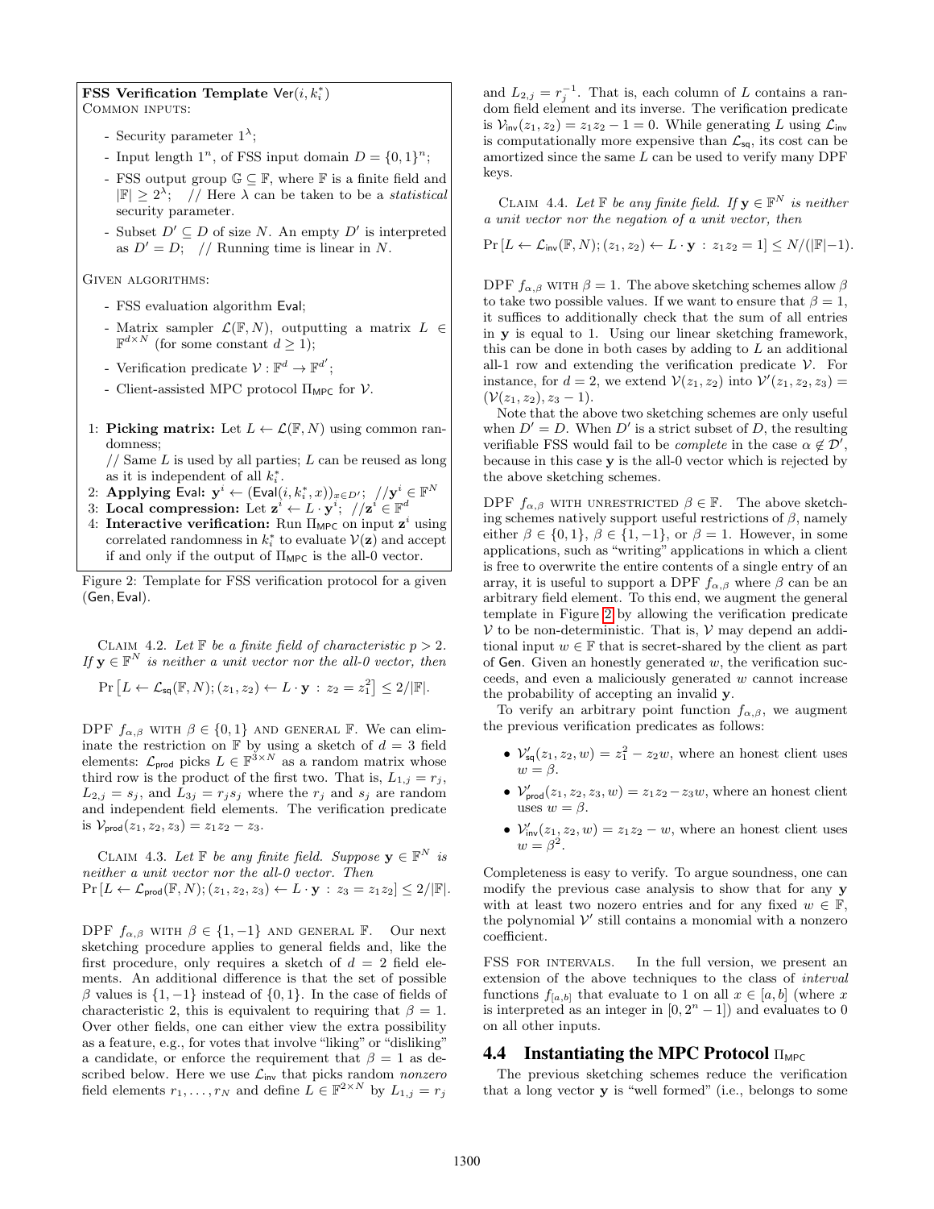**FSS Verification Template** $\mathsf{Ver}(i, k_i^*)$

COMMON INPUTS:

- Security parameter $1^\lambda$;
- Input length $1^n$, of FSS input domain $D = \{0,1\}^n$;
- FSS output group $\mathbb{G} \subseteq \mathbb{F}$, where $\mathbb{F}$ is a finite field and $|\mathbb{F}| \geq 2^\lambda$; // Here $\lambda$ can be taken to be a *statistical* security parameter.
- Subset $D' \subseteq D$ of size $N$. An empty $D'$ is interpreted as $D' = D$; // Running time is linear in $N$.

GIVEN ALGORITHMS:

- FSS evaluation algorithm $\mathsf{Eval}$;
- Matrix sampler $\mathcal{L}(\mathbb{F}, N)$, outputting a matrix $L \in \mathbb{F}^{d \times N}$ (for some constant $d \geq 1$);
- Verification predicate $\mathcal{V} : \mathbb{F}^d \to \mathbb{F}^{d'}$;
- Client-assisted MPC protocol $\Pi_{\mathsf{MPC}}$ for $\mathcal{V}$.

1: **Picking matrix:** Let $L \leftarrow \mathcal{L}(\mathbb{F}, N)$ using common randomness;
// Same $L$ is used by all parties; $L$ can be reused as long as it is independent of all $k_i^*$.
2: **Applying** $\mathsf{Eval}$: $\mathbf{y}^i \leftarrow (\mathsf{Eval}(i, k_i^*, x))_{x \in D'}$; // $\mathbf{y}^i \in \mathbb{F}^N$
3: **Local compression:** Let $\mathbf{z}^i \leftarrow L \cdot \mathbf{y}^i$; // $\mathbf{z}^i \in \mathbb{F}^d$
4: **Interactive verification:** Run $\Pi_{\mathsf{MPC}}$ on input $\mathbf{z}^i$ using correlated randomness in $k_i^*$ to evaluate $\mathcal{V}(\mathbf{z})$ and accept if and only if the output of $\Pi_{\mathsf{MPC}}$ is the all-0 vector.

Figure 2: Template for FSS verification protocol for a given $(\mathsf{Gen}, \mathsf{Eval})$.

CLAIM 4.2. *Let $\mathbb{F}$ be a finite field of characteristic $p > 2$. If $\mathbf{y} \in \mathbb{F}^N$ is neither a unit vector nor the all-0 vector, then*

$$\Pr\left[L \leftarrow \mathcal{L}_{\mathsf{sq}}(\mathbb{F}, N); (z_1, z_2) \leftarrow L \cdot \mathbf{y} : z_2 = z_1^2\right] \leq 2/|\mathbb{F}|.$$

DPF $f_{\alpha,\beta}$ WITH $\beta \in \{0,1\}$ AND GENERAL $\mathbb{F}$. We can eliminate the restriction on $\mathbb{F}$ by using a sketch of $d = 3$ field elements: $\mathcal{L}_{\mathsf{prod}}$ picks $L \in \mathbb{F}^{3 \times N}$ as a random matrix whose third row is the product of the first two. That is, $L_{1,j} = r_j$, $L_{2,j} = s_j$, and $L_{3j} = r_j s_j$ where the $r_j$ and $s_j$ are random and independent field elements. The verification predicate is $\mathcal{V}_{\mathsf{prod}}(z_1, z_2, z_3) = z_1 z_2 - z_3$.

CLAIM 4.3. *Let $\mathbb{F}$ be any finite field. Suppose $\mathbf{y} \in \mathbb{F}^N$ is neither a unit vector nor the all-0 vector. Then* $\Pr\left[L \leftarrow \mathcal{L}_{\mathsf{prod}}(\mathbb{F}, N); (z_1, z_2, z_3) \leftarrow L \cdot \mathbf{y} : z_3 = z_1 z_2\right] \leq 2/|\mathbb{F}|$.

DPF $f_{\alpha,\beta}$ WITH $\beta \in \{1,-1\}$ AND GENERAL $\mathbb{F}$. Our next sketching procedure applies to general fields and, like the first procedure, only requires a sketch of $d = 2$ field elements. An additional difference is that the set of possible $\beta$ values is $\{1, -1\}$ instead of $\{0, 1\}$. In the case of fields of characteristic 2, this is equivalent to requiring that $\beta = 1$. Over other fields, one can either view the extra possibility as a feature, e.g., for votes that involve "liking" or "disliking" a candidate, or enforce the requirement that $\beta = 1$ as described below. Here we use $\mathcal{L}_{\mathsf{inv}}$ that picks random *nonzero* field elements $r_1, \ldots, r_N$ and define $L \in \mathbb{F}^{2 \times N}$ by $L_{1,j} = r_j$ and $L_{2,j} = r_j^{-1}$. That is, each column of $L$ contains a random field element and its inverse. The verification predicate is $\mathcal{V}_{\mathsf{inv}}(z_1, z_2) = z_1 z_2 - 1 = 0$. While generating $L$ using $\mathcal{L}_{\mathsf{inv}}$ is computationally more expensive than $\mathcal{L}_{\mathsf{sq}}$, its cost can be amortized since the same $L$ can be used to verify many DPF keys.

CLAIM 4.4. *Let $\mathbb{F}$ be any finite field. If $\mathbf{y} \in \mathbb{F}^N$ is neither a unit vector nor the negation of a unit vector, then*

$$\Pr\left[L \leftarrow \mathcal{L}_{\mathsf{inv}}(\mathbb{F}, N); (z_1, z_2) \leftarrow L \cdot \mathbf{y} : z_1 z_2 = 1\right] \leq N/(|\mathbb{F}| - 1).$$

DPF $f_{\alpha,\beta}$ WITH $\beta = 1$. The above sketching schemes allow $\beta$ to take two possible values. If we want to ensure that $\beta = 1$, it suffices to additionally check that the sum of all entries in $\mathbf{y}$ is equal to 1. Using our linear sketching framework, this can be done in both cases by adding to $L$ an additional all-1 row and extending the verification predicate $\mathcal{V}$. For instance, for $d = 2$, we extend $\mathcal{V}(z_1, z_2)$ into $\mathcal{V}'(z_1, z_2, z_3) = (\mathcal{V}(z_1, z_2), z_3 - 1)$.

Note that the above two sketching schemes are only useful when $D' = D$. When $D'$ is a strict subset of $D$, the resulting verifiable FSS would fail to be *complete* in the case $\alpha \notin \mathcal{D}'$, because in this case $\mathbf{y}$ is the all-0 vector which is rejected by the above sketching schemes.

DPF $f_{\alpha,\beta}$ WITH UNRESTRICTED $\beta \in \mathbb{F}$. The above sketching schemes natively support useful restrictions of $\beta$, namely either $\beta \in \{0,1\}$, $\beta \in \{1,-1\}$, or $\beta = 1$. However, in some applications, such as "writing" applications in which a client is free to overwrite the entire contents of a single entry of an array, it is useful to support a DPF $f_{\alpha,\beta}$ where $\beta$ can be an arbitrary field element. To this end, we augment the general template in Figure 2 by allowing the verification predicate $\mathcal{V}$ to be non-deterministic. That is, $\mathcal{V}$ may depend an additional input $w \in \mathbb{F}$ that is secret-shared by the client as part of $\mathsf{Gen}$. Given an honestly generated $w$, the verification succeeds, and even a maliciously generated $w$ cannot increase the probability of accepting an invalid $\mathbf{y}$.

To verify an arbitrary point function $f_{\alpha,\beta}$, we augment the previous verification predicates as follows:

- $\mathcal{V}'_{\mathsf{sq}}(z_1, z_2, w) = z_1^2 - z_2 w$, where an honest client uses $w = \beta$.
- $\mathcal{V}'_{\mathsf{prod}}(z_1, z_2, z_3, w) = z_1 z_2 - z_3 w$, where an honest client uses $w = \beta$.
- $\mathcal{V}'_{\mathsf{inv}}(z_1, z_2, w) = z_1 z_2 - w$, where an honest client uses $w = \beta^2$.

Completeness is easy to verify. To argue soundness, one can modify the previous case analysis to show that for any $\mathbf{y}$ with at least two nozero entries and for any fixed $w \in \mathbb{F}$, the polynomial $\mathcal{V}'$ still contains a monomial with a nonzero coefficient.

FSS FOR INTERVALS. In the full version, we present an extension of the above techniques to the class of *interval* functions $f_{[a,b]}$ that evaluate to 1 on all $x \in [a, b]$ (where $x$ is interpreted as an integer in $[0, 2^n - 1]$) and evaluates to 0 on all other inputs.

## 4.4 Instantiating the MPC Protocol $\Pi_{\mathsf{MPC}}$

The previous sketching schemes reduce the verification that a long vector $\mathbf{y}$ is "well formed" (i.e., belongs to some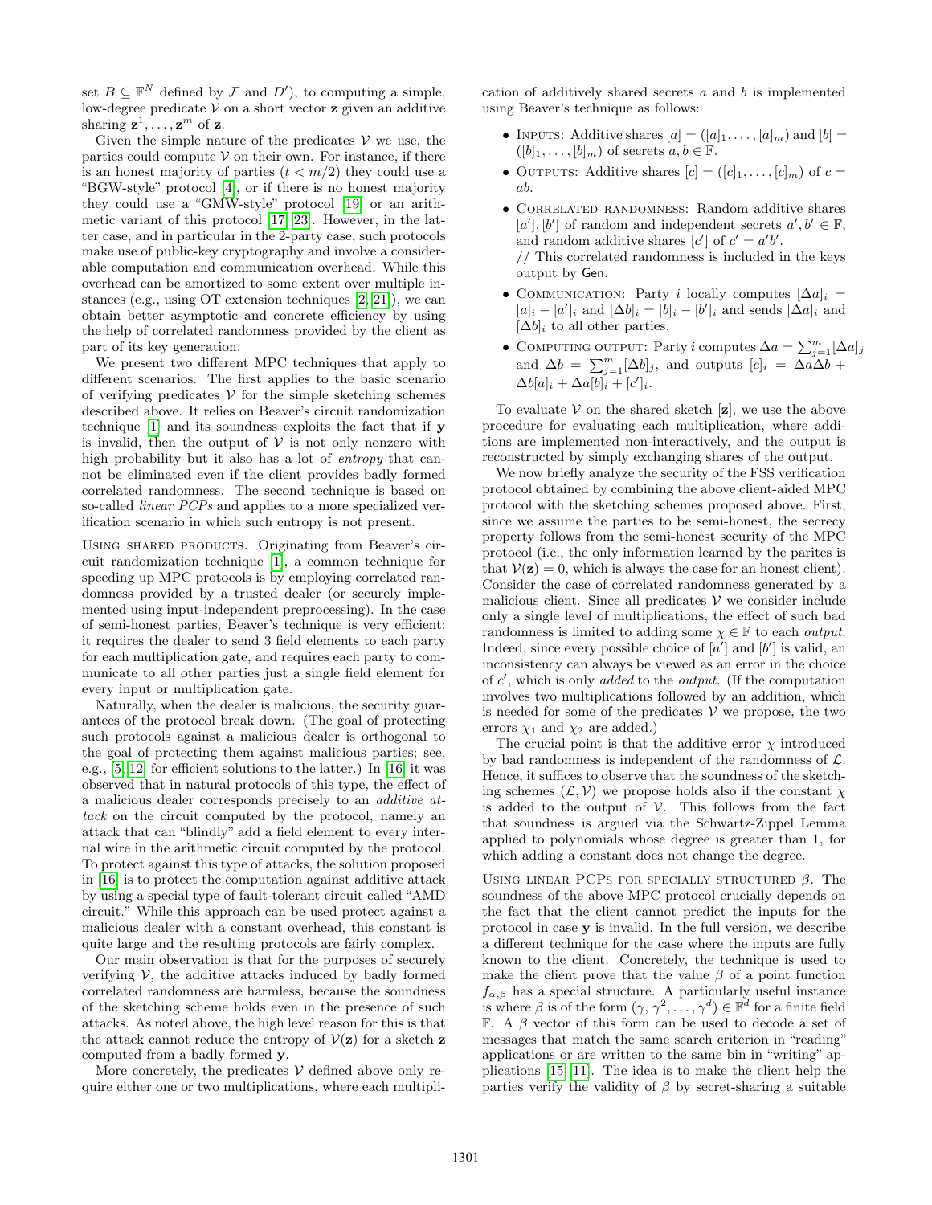set $B \subseteq \mathbb{F}^N$ defined by $\mathcal{F}$ and $D'$), to computing a simple, low-degree predicate $\mathcal{V}$ on a short vector $\mathbf{z}$ given an additive sharing $\mathbf{z}^1, \ldots, \mathbf{z}^m$ of $\mathbf{z}$.

Given the simple nature of the predicates $\mathcal{V}$ we use, the parties could compute $\mathcal{V}$ on their own. For instance, if there is an honest majority of parties ($t < m/2$) they could use a "BGW-style" protocol [4], or if there is no honest majority they could use a "GMW-style" protocol [19] or an arithmetic variant of this protocol [17, 23]. However, in the latter case, and in particular in the 2-party case, such protocols make use of public-key cryptography and involve a considerable computation and communication overhead. While this overhead can be amortized to some extent over multiple instances (e.g., using OT extension techniques [2, 21]), we can obtain better asymptotic and concrete efficiency by using the help of correlated randomness provided by the client as part of its key generation.

We present two different MPC techniques that apply to different scenarios. The first applies to the basic scenario of verifying predicates $\mathcal{V}$ for the simple sketching schemes described above. It relies on Beaver's circuit randomization technique [1] and its soundness exploits the fact that if $\mathbf{y}$ is invalid, then the output of $\mathcal{V}$ is not only nonzero with high probability but it also has a lot of *entropy* that cannot be eliminated even if the client provides badly formed correlated randomness. The second technique is based on so-called *linear PCPs* and applies to a more specialized verification scenario in which such entropy is not present.

Using shared products. Originating from Beaver's circuit randomization technique [1], a common technique for speeding up MPC protocols is by employing correlated randomness provided by a trusted dealer (or securely implemented using input-independent preprocessing). In the case of semi-honest parties, Beaver's technique is very efficient: it requires the dealer to send 3 field elements to each party for each multiplication gate, and requires each party to communicate to all other parties just a single field element for every input or multiplication gate.

Naturally, when the dealer is malicious, the security guarantees of the protocol break down. (The goal of protecting such protocols against a malicious dealer is orthogonal to the goal of protecting them against malicious parties; see, e.g., [5, 12] for efficient solutions to the latter.) In [16] it was observed that in natural protocols of this type, the effect of a malicious dealer corresponds precisely to an *additive attack* on the circuit computed by the protocol, namely an attack that can "blindly" add a field element to every internal wire in the arithmetic circuit computed by the protocol. To protect against this type of attacks, the solution proposed in [16] is to protect the computation against additive attack by using a special type of fault-tolerant circuit called "AMD circuit." While this approach can be used protect against a malicious dealer with a constant overhead, this constant is quite large and the resulting protocols are fairly complex.

Our main observation is that for the purposes of securely verifying $\mathcal{V}$, the additive attacks induced by badly formed correlated randomness are harmless, because the soundness of the sketching scheme holds even in the presence of such attacks. As noted above, the high level reason for this is that the attack cannot reduce the entropy of $\mathcal{V}(\mathbf{z})$ for a sketch $\mathbf{z}$ computed from a badly formed $\mathbf{y}$.

More concretely, the predicates $\mathcal{V}$ defined above only require either one or two multiplications, where each multiplication of additively shared secrets $a$ and $b$ is implemented using Beaver's technique as follows:

- Inputs: Additive shares $[a] = ([a]_1, \ldots, [a]_m)$ and $[b] = ([b]_1, \ldots, [b]_m)$ of secrets $a, b \in \mathbb{F}$.
- Outputs: Additive shares $[c] = ([c]_1, \ldots, [c]_m)$ of $c = ab$.
- Correlated randomness: Random additive shares $[a'], [b']$ of random and independent secrets $a', b' \in \mathbb{F}$, and random additive shares $[c']$ of $c' = a'b'$.
  // This correlated randomness is included in the keys output by Gen.
- Communication: Party $i$ locally computes $[\Delta a]_i = [a]_i - [a']_i$ and $[\Delta b]_i = [b]_i - [b']_i$ and sends $[\Delta a]_i$ and $[\Delta b]_i$ to all other parties.
- Computing output: Party $i$ computes $\Delta a = \sum_{j=1}^{m} [\Delta a]_j$ and $\Delta b = \sum_{j=1}^{m} [\Delta b]_j$, and outputs $[c]_i = \Delta a \Delta b + \Delta b [a]_i + \Delta a [b]_i + [c']_i$.

To evaluate $\mathcal{V}$ on the shared sketch $[\mathbf{z}]$, we use the above procedure for evaluating each multiplication, where additions are implemented non-interactively, and the output is reconstructed by simply exchanging shares of the output.

We now briefly analyze the security of the FSS verification protocol obtained by combining the above client-aided MPC protocol with the sketching schemes proposed above. First, since we assume the parties to be semi-honest, the secrecy property follows from the semi-honest security of the MPC protocol (i.e., the only information learned by the parites is that $\mathcal{V}(\mathbf{z}) = 0$, which is always the case for an honest client). Consider the case of correlated randomness generated by a malicious client. Since all predicates $\mathcal{V}$ we consider include only a single level of multiplications, the effect of such bad randomness is limited to adding some $\chi \in \mathbb{F}$ to each *output*. Indeed, since every possible choice of $[a']$ and $[b']$ is valid, an inconsistency can always be viewed as an error in the choice of $c'$, which is only *added* to the *output*. (If the computation involves two multiplications followed by an addition, which is needed for some of the predicates $\mathcal{V}$ we propose, the two errors $\chi_1$ and $\chi_2$ are added.)

The crucial point is that the additive error $\chi$ introduced by bad randomness is independent of the randomness of $\mathcal{L}$. Hence, it suffices to observe that the soundness of the sketching schemes $(\mathcal{L}, \mathcal{V})$ we propose holds also if the constant $\chi$ is added to the output of $\mathcal{V}$. This follows from the fact that soundness is argued via the Schwartz-Zippel Lemma applied to polynomials whose degree is greater than 1, for which adding a constant does not change the degree.

Using linear PCPs for specially structured $\beta$. The soundness of the above MPC protocol crucially depends on the fact that the client cannot predict the inputs for the protocol in case $\mathbf{y}$ is invalid. In the full version, we describe a different technique for the case where the inputs are fully known to the client. Concretely, the technique is used to make the client prove that the value $\beta$ of a point function $f_{\alpha,\beta}$ has a special structure. A particularly useful instance is where $\beta$ is of the form $(\gamma, \gamma^2, \ldots, \gamma^d) \in \mathbb{F}^d$ for a finite field $\mathbb{F}$. A $\beta$ vector of this form can be used to decode a set of messages that match the same search criterion in "reading" applications or are written to the same bin in "writing" applications [15, 11]. The idea is to make the client help the parties verify the validity of $\beta$ by secret-sharing a suitable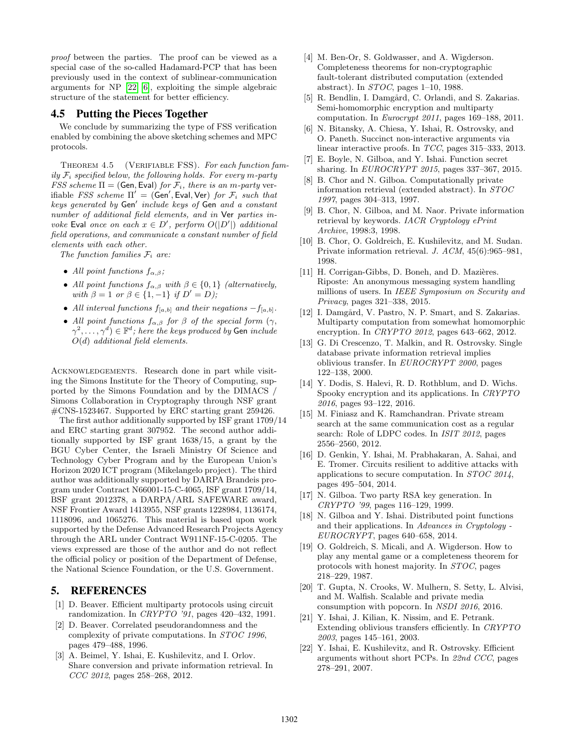*proof* between the parties. The proof can be viewed as a special case of the so-called Hadamard-PCP that has been previously used in the context of sublinear-communication arguments for NP [22, 6], exploiting the simple algebraic structure of the statement for better efficiency.

## 4.5 Putting the Pieces Together

We conclude by summarizing the type of FSS verification enabled by combining the above sketching schemes and MPC protocols.

Theorem 4.5 (Verifiable FSS). *For each function family $\mathcal{F}_i$ specified below, the following holds. For every $m$-party FSS scheme $\Pi = (\mathsf{Gen}, \mathsf{Eval})$ for $\mathcal{F}_i$, there is an $m$-party verifiable FSS scheme $\Pi' = (\mathsf{Gen}', \mathsf{Eval}, \mathsf{Ver})$ for $\mathcal{F}_i$ such that keys generated by $\mathsf{Gen}'$ include keys of $\mathsf{Gen}$ and a constant number of additional field elements, and in $\mathsf{Ver}$ parties invoke $\mathsf{Eval}$ once on each $x \in D'$, perform $O(|D'|)$ additional field operations, and communicate a constant number of field elements with each other.*

*The function families $\mathcal{F}_i$ are:*

- *All point functions $f_{\alpha,\beta}$;*
- *All point functions $f_{\alpha,\beta}$ with $\beta \in \{0, 1\}$ (alternatively, with $\beta = 1$ or $\beta \in \{1, -1\}$ if $D' = D$);*
- *All interval functions $f_{[a,b]}$ and their negations $-f_{[a,b]}$.*
- *All point functions $f_{\alpha,\beta}$ for $\beta$ of the special form $(\gamma, \gamma^2, \ldots, \gamma^d) \in \mathbb{F}^d$; here the keys produced by $\mathsf{Gen}$ include $O(d)$ additional field elements.*

Acknowledgements. Research done in part while visiting the Simons Institute for the Theory of Computing, supported by the Simons Foundation and by the DIMACS / Simons Collaboration in Cryptography through NSF grant #CNS-1523467. Supported by ERC starting grant 259426.

The first author additionally supported by ISF grant 1709/14 and ERC starting grant 307952. The second author additionally supported by ISF grant 1638/15, a grant by the BGU Cyber Center, the Israeli Ministry Of Science and Technology Cyber Program and by the European Union's Horizon 2020 ICT program (Mikelangelo project). The third author was additionally supported by DARPA Brandeis program under Contract N66001-15-C-4065, ISF grant 1709/14, BSF grant 2012378, a DARPA/ARL SAFEWARE award, NSF Frontier Award 1413955, NSF grants 1228984, 1136174, 1118096, and 1065276. This material is based upon work supported by the Defense Advanced Research Projects Agency through the ARL under Contract W911NF-15-C-0205. The views expressed are those of the author and do not reflect the official policy or position of the Department of Defense, the National Science Foundation, or the U.S. Government.

# 5. REFERENCES

[1] D. Beaver. Efficient multiparty protocols using circuit randomization. In *CRYPTO '91*, pages 420–432, 1991.

[2] D. Beaver. Correlated pseudorandomness and the complexity of private computations. In *STOC 1996*, pages 479–488, 1996.

[3] A. Beimel, Y. Ishai, E. Kushilevitz, and I. Orlov. Share conversion and private information retrieval. In *CCC 2012*, pages 258–268, 2012.

[4] M. Ben-Or, S. Goldwasser, and A. Wigderson. Completeness theorems for non-cryptographic fault-tolerant distributed computation (extended abstract). In *STOC*, pages 1–10, 1988.

[5] R. Bendlin, I. Damgård, C. Orlandi, and S. Zakarias. Semi-homomorphic encryption and multiparty computation. In *Eurocrypt 2011*, pages 169–188, 2011.

[6] N. Bitansky, A. Chiesa, Y. Ishai, R. Ostrovsky, and O. Paneth. Succinct non-interactive arguments via linear interactive proofs. In *TCC*, pages 315–333, 2013.

[7] E. Boyle, N. Gilboa, and Y. Ishai. Function secret sharing. In *EUROCRYPT 2015*, pages 337–367, 2015.

[8] B. Chor and N. Gilboa. Computationally private information retrieval (extended abstract). In *STOC 1997*, pages 304–313, 1997.

[9] B. Chor, N. Gilboa, and M. Naor. Private information retrieval by keywords. *IACR Cryptology ePrint Archive*, 1998:3, 1998.

[10] B. Chor, O. Goldreich, E. Kushilevitz, and M. Sudan. Private information retrieval. *J. ACM*, 45(6):965–981, 1998.

[11] H. Corrigan-Gibbs, D. Boneh, and D. Mazières. Riposte: An anonymous messaging system handling millions of users. In *IEEE Symposium on Security and Privacy*, pages 321–338, 2015.

[12] I. Damgård, V. Pastro, N. P. Smart, and S. Zakarias. Multiparty computation from somewhat homomorphic encryption. In *CRYPTO 2012*, pages 643–662, 2012.

[13] G. Di Crescenzo, T. Malkin, and R. Ostrovsky. Single database private information retrieval implies oblivious transfer. In *EUROCRYPT 2000*, pages 122–138, 2000.

[14] Y. Dodis, S. Halevi, R. D. Rothblum, and D. Wichs. Spooky encryption and its applications. In *CRYPTO 2016*, pages 93–122, 2016.

[15] M. Finiasz and K. Ramchandran. Private stream search at the same communication cost as a regular search: Role of LDPC codes. In *ISIT 2012*, pages 2556–2560, 2012.

[16] D. Genkin, Y. Ishai, M. Prabhakaran, A. Sahai, and E. Tromer. Circuits resilient to additive attacks with applications to secure computation. In *STOC 2014*, pages 495–504, 2014.

[17] N. Gilboa. Two party RSA key generation. In *CRYPTO '99*, pages 116–129, 1999.

[18] N. Gilboa and Y. Ishai. Distributed point functions and their applications. In *Advances in Cryptology - EUROCRYPT*, pages 640–658, 2014.

[19] O. Goldreich, S. Micali, and A. Wigderson. How to play any mental game or a completeness theorem for protocols with honest majority. In *STOC*, pages 218–229, 1987.

[20] T. Gupta, N. Crooks, W. Mulhern, S. Setty, L. Alvisi, and M. Walfish. Scalable and private media consumption with popcorn. In *NSDI 2016*, 2016.

[21] Y. Ishai, J. Kilian, K. Nissim, and E. Petrank. Extending oblivious transfers efficiently. In *CRYPTO 2003*, pages 145–161, 2003.

[22] Y. Ishai, E. Kushilevitz, and R. Ostrovsky. Efficient arguments without short PCPs. In *22nd CCC*, pages 278–291, 2007.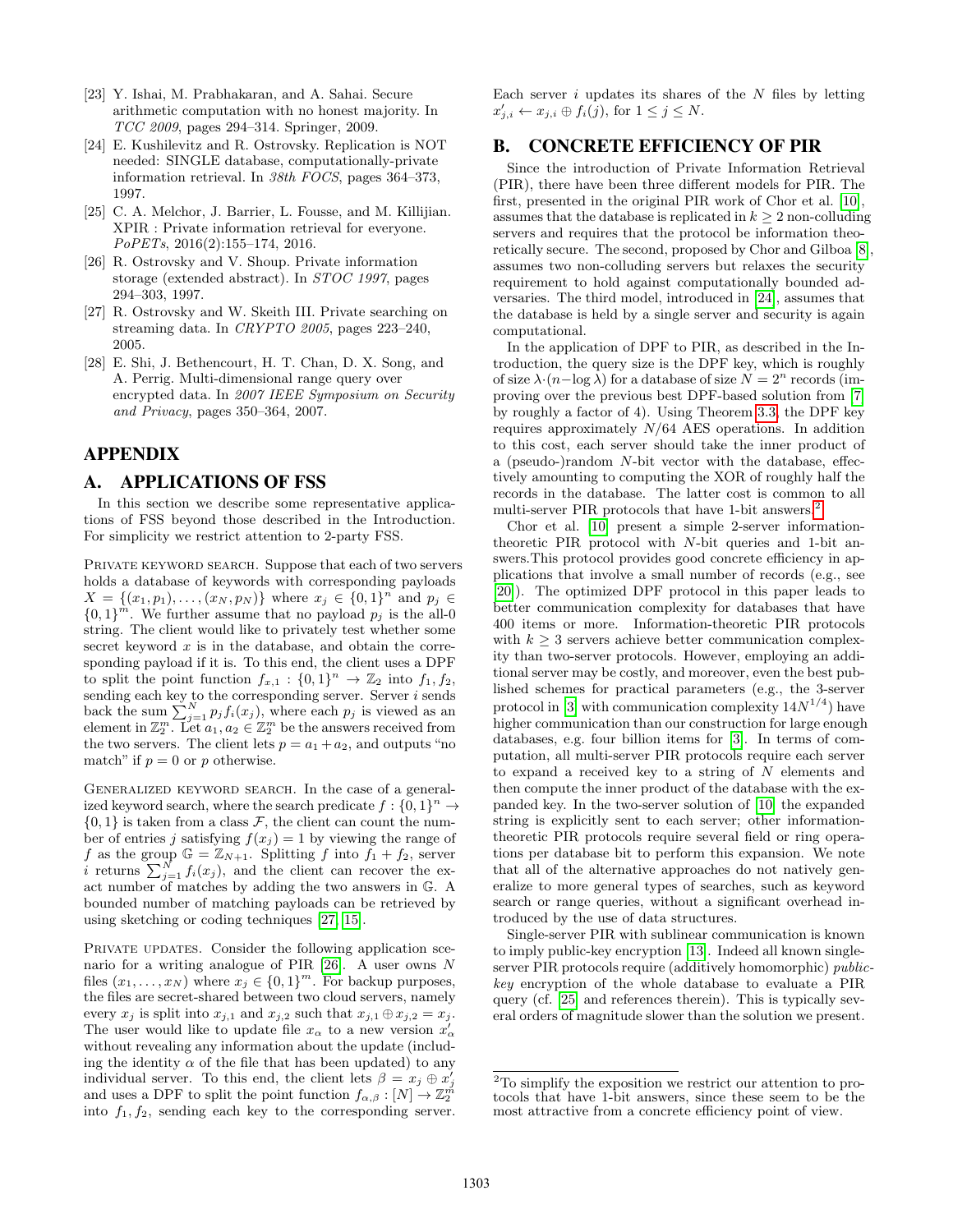[23] Y. Ishai, M. Prabhakaran, and A. Sahai. Secure arithmetic computation with no honest majority. In *TCC 2009*, pages 294–314. Springer, 2009.

[24] E. Kushilevitz and R. Ostrovsky. Replication is NOT needed: SINGLE database, computationally-private information retrieval. In *38th FOCS*, pages 364–373, 1997.

[25] C. A. Melchor, J. Barrier, L. Fousse, and M. Killijian. XPIR : Private information retrieval for everyone. *PoPETs*, 2016(2):155–174, 2016.

[26] R. Ostrovsky and V. Shoup. Private information storage (extended abstract). In *STOC 1997*, pages 294–303, 1997.

[27] R. Ostrovsky and W. Skeith III. Private searching on streaming data. In *CRYPTO 2005*, pages 223–240, 2005.

[28] E. Shi, J. Bethencourt, H. T. Chan, D. X. Song, and A. Perrig. Multi-dimensional range query over encrypted data. In *2007 IEEE Symposium on Security and Privacy*, pages 350–364, 2007.

# APPENDIX

## A. APPLICATIONS OF FSS

In this section we describe some representative applications of FSS beyond those described in the Introduction. For simplicity we restrict attention to 2-party FSS.

PRIVATE KEYWORD SEARCH. Suppose that each of two servers holds a database of keywords with corresponding payloads $X = \{(x_1, p_1), \ldots, (x_N, p_N)\}$ where $x_j \in \{0,1\}^n$ and $p_j \in \{0,1\}^m$. We further assume that no payload $p_j$ is the all-0 string. The client would like to privately test whether some secret keyword $x$ is in the database, and obtain the corresponding payload if it is. To this end, the client uses a DPF to split the point function $f_{x,1} : \{0,1\}^n \to \mathbb{Z}_2$ into $f_1, f_2$, sending each key to the corresponding server. Server $i$ sends back the sum $\sum_{j=1}^{N} p_j f_i(x_j)$, where each $p_j$ is viewed as an element in $\mathbb{Z}_2^m$. Let $a_1, a_2 \in \mathbb{Z}_2^m$ be the answers received from the two servers. The client lets $p = a_1 + a_2$, and outputs "no match" if $p = 0$ or $p$ otherwise.

GENERALIZED KEYWORD SEARCH. In the case of a generalized keyword search, where the search predicate $f : \{0,1\}^n \to \{0,1\}$ is taken from a class $\mathcal{F}$, the client can count the number of entries $j$ satisfying $f(x_j) = 1$ by viewing the range of $f$ as the group $\mathbb{G} = \mathbb{Z}_{N+1}$. Splitting $f$ into $f_1 + f_2$, server $i$ returns $\sum_{j=1}^{N} f_i(x_j)$, and the client can recover the exact number of matches by adding the two answers in $\mathbb{G}$. A bounded number of matching payloads can be retrieved by using sketching or coding techniques [27, 15].

PRIVATE UPDATES. Consider the following application scenario for a writing analogue of PIR [26]. A user owns $N$ files $(x_1, \ldots, x_N)$ where $x_j \in \{0,1\}^m$. For backup purposes, the files are secret-shared between two cloud servers, namely every $x_j$ is split into $x_{j,1}$ and $x_{j,2}$ such that $x_{j,1} \oplus x_{j,2} = x_j$. The user would like to update file $x_\alpha$ to a new version $x'_\alpha$ without revealing any information about the update (including the identity $\alpha$ of the file that has been updated) to any individual server. To this end, the client lets $\beta = x_j \oplus x'_j$ and uses a DPF to split the point function $f_{\alpha,\beta} : [N] \to \mathbb{Z}_2^m$ into $f_1, f_2$, sending each key to the corresponding server. Each server $i$ updates its shares of the $N$ files by letting $x'_{j,i} \leftarrow x_{j,i} \oplus f_i(j)$, for $1 \leq j \leq N$.

## B. CONCRETE EFFICIENCY OF PIR

Since the introduction of Private Information Retrieval (PIR), there have been three different models for PIR. The first, presented in the original PIR work of Chor et al. [10], assumes that the database is replicated in $k \geq 2$ non-colluding servers and requires that the protocol be information theoretically secure. The second, proposed by Chor and Gilboa [8], assumes two non-colluding servers but relaxes the security requirement to hold against computationally bounded adversaries. The third model, introduced in [24], assumes that the database is held by a single server and security is again computational.

In the application of DPF to PIR, as described in the Introduction, the query size is the DPF key, which is roughly of size $\lambda \cdot (n - \log \lambda)$ for a database of size $N = 2^n$ records (improving over the previous best DPF-based solution from [7] by roughly a factor of 4). Using Theorem 3.3, the DPF key requires approximately $N/64$ AES operations. In addition to this cost, each server should take the inner product of a (pseudo-)random $N$-bit vector with the database, effectively amounting to computing the XOR of roughly half the records in the database. The latter cost is common to all multi-server PIR protocols that have 1-bit answers.[2]

Chor et al. [10] present a simple 2-server information-theoretic PIR protocol with $N$-bit queries and 1-bit answers. This protocol provides good concrete efficiency in applications that involve a small number of records (e.g., see [20]). The optimized DPF protocol in this paper leads to better communication complexity for databases that have 400 items or more. Information-theoretic PIR protocols with $k \geq 3$ servers achieve better communication complexity than two-server protocols. However, employing an additional server may be costly, and moreover, even the best published schemes for practical parameters (e.g., the 3-server protocol in [3] with communication complexity $14N^{1/4}$) have higher communication than our construction for large enough databases, e.g. four billion items for [3]. In terms of computation, all multi-server PIR protocols require each server to expand a received key to a string of $N$ elements and then compute the inner product of the database with the expanded key. In the two-server solution of [10] the expanded string is explicitly sent to each server; other information-theoretic PIR protocols require several field or ring operations per database bit to perform this expansion. We note that all of the alternative approaches do not natively generalize to more general types of searches, such as keyword search or range queries, without a significant overhead introduced by the use of data structures.

Single-server PIR with sublinear communication is known to imply public-key encryption [13]. Indeed all known single-server PIR protocols require (additively homomorphic) *public-key* encryption of the whole database to evaluate a PIR query (cf. [25] and references therein). This is typically several orders of magnitude slower than the solution we present.

[2] To simplify the exposition we restrict our attention to protocols that have 1-bit answers, since these seem to be the most attractive from a concrete efficiency point of view.